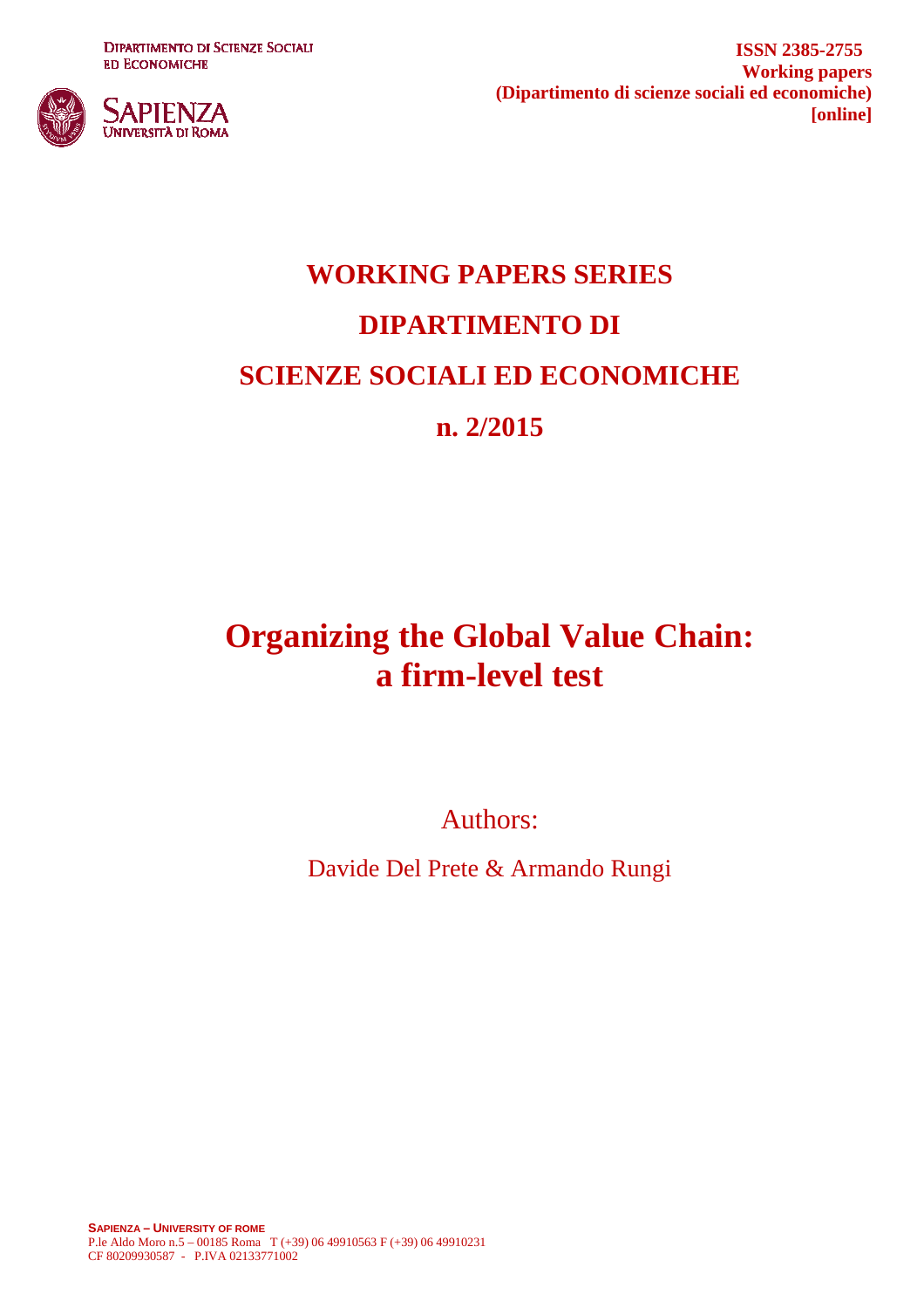DIPARTIMENTO DI SCIENZE SOCIALI ED ECONOMICHE

SAPIENZA UNIVERSITÀ DI ROMA

**ISSN 2385-2755**
**Working papers**
**(Dipartimento di scienze sociali ed economiche)**
**[online]**

# WORKING PAPERS SERIES
# DIPARTIMENTO DI
# SCIENZE SOCIALI ED ECONOMICHE
# n. 2/2015

# Organizing the Global Value Chain: a firm-level test

Authors:

Davide Del Prete & Armando Rungi

**SAPIENZA – UNIVERSITY OF ROME**
P.le Aldo Moro n.5 – 00185 Roma T (+39) 06 49910563 F (+39) 06 49910231
CF 80209930587 - P.IVA 02133771002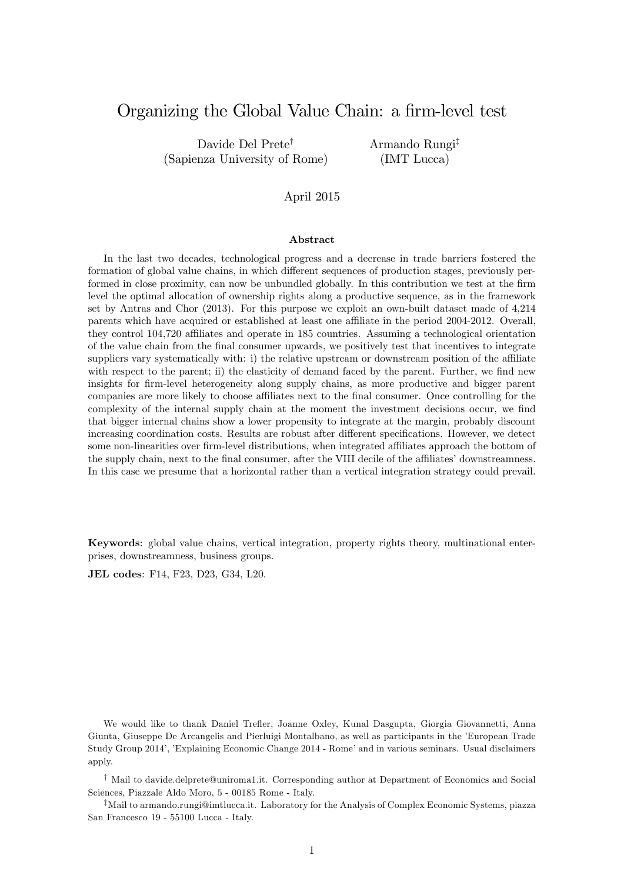# Organizing the Global Value Chain: a firm-level test

Davide Del Prete[†] (Sapienza University of Rome)

Armando Rungi[‡] (IMT Lucca)

April 2015

### Abstract

In the last two decades, technological progress and a decrease in trade barriers fostered the formation of global value chains, in which different sequences of production stages, previously performed in close proximity, can now be unbundled globally. In this contribution we test at the firm level the optimal allocation of ownership rights along a productive sequence, as in the framework set by Antras and Chor (2013). For this purpose we exploit an own-built dataset made of 4,214 parents which have acquired or established at least one affiliate in the period 2004-2012. Overall, they control 104,720 affiliates and operate in 185 countries. Assuming a technological orientation of the value chain from the final consumer upwards, we positively test that incentives to integrate suppliers vary systematically with: i) the relative upstream or downstream position of the affiliate with respect to the parent; ii) the elasticity of demand faced by the parent. Further, we find new insights for firm-level heterogeneity along supply chains, as more productive and bigger parent companies are more likely to choose affiliates next to the final consumer. Once controlling for the complexity of the internal supply chain at the moment the investment decisions occur, we find that bigger internal chains show a lower propensity to integrate at the margin, probably discount increasing coordination costs. Results are robust after different specifications. However, we detect some non-linearities over firm-level distributions, when integrated affiliates approach the bottom of the supply chain, next to the final consumer, after the VIII decile of the affiliates' downstreamness. In this case we presume that a horizontal rather than a vertical integration strategy could prevail.

**Keywords**: global value chains, vertical integration, property rights theory, multinational enterprises, downstreamness, business groups.

**JEL codes**: F14, F23, D23, G34, L20.

We would like to thank Daniel Trefler, Joanne Oxley, Kunal Dasgupta, Giorgia Giovannetti, Anna Giunta, Giuseppe De Arcangelis and Pierluigi Montalbano, as well as participants in the 'European Trade Study Group 2014', 'Explaining Economic Change 2014 - Rome' and in various seminars. Usual disclaimers apply.

[†] Mail to davide.delprete@uniroma1.it. Corresponding author at Department of Economics and Social Sciences, Piazzale Aldo Moro, 5 - 00185 Rome - Italy.

[‡] Mail to armando.rungi@imtlucca.it. Laboratory for the Analysis of Complex Economic Systems, piazza San Francesco 19 - 55100 Lucca - Italy.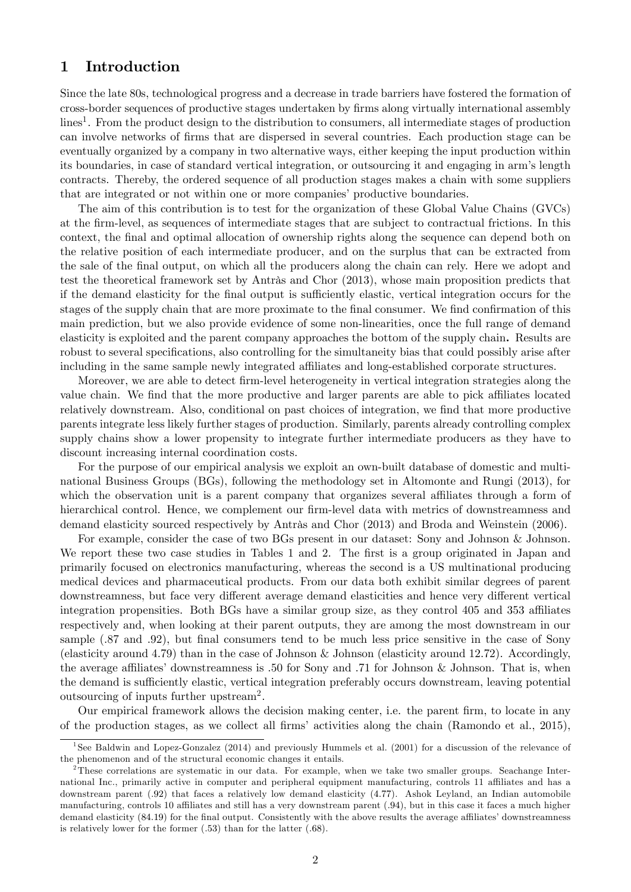# 1 Introduction

Since the late 80s, technological progress and a decrease in trade barriers have fostered the formation of cross-border sequences of productive stages undertaken by firms along virtually international assembly lines[1]. From the product design to the distribution to consumers, all intermediate stages of production can involve networks of firms that are dispersed in several countries. Each production stage can be eventually organized by a company in two alternative ways, either keeping the input production within its boundaries, in case of standard vertical integration, or outsourcing it and engaging in arm's length contracts. Thereby, the ordered sequence of all production stages makes a chain with some suppliers that are integrated or not within one or more companies' productive boundaries.

The aim of this contribution is to test for the organization of these Global Value Chains (GVCs) at the firm-level, as sequences of intermediate stages that are subject to contractual frictions. In this context, the final and optimal allocation of ownership rights along the sequence can depend both on the relative position of each intermediate producer, and on the surplus that can be extracted from the sale of the final output, on which all the producers along the chain can rely. Here we adopt and test the theoretical framework set by Antràs and Chor (2013), whose main proposition predicts that if the demand elasticity for the final output is sufficiently elastic, vertical integration occurs for the stages of the supply chain that are more proximate to the final consumer. We find confirmation of this main prediction, but we also provide evidence of some non-linearities, once the full range of demand elasticity is exploited and the parent company approaches the bottom of the supply chain**.** Results are robust to several specifications, also controlling for the simultaneity bias that could possibly arise after including in the same sample newly integrated affiliates and long-established corporate structures.

Moreover, we are able to detect firm-level heterogeneity in vertical integration strategies along the value chain. We find that the more productive and larger parents are able to pick affiliates located relatively downstream. Also, conditional on past choices of integration, we find that more productive parents integrate less likely further stages of production. Similarly, parents already controlling complex supply chains show a lower propensity to integrate further intermediate producers as they have to discount increasing internal coordination costs.

For the purpose of our empirical analysis we exploit an own-built database of domestic and multinational Business Groups (BGs), following the methodology set in Altomonte and Rungi (2013), for which the observation unit is a parent company that organizes several affiliates through a form of hierarchical control. Hence, we complement our firm-level data with metrics of downstreamness and demand elasticity sourced respectively by Antràs and Chor (2013) and Broda and Weinstein (2006).

For example, consider the case of two BGs present in our dataset: Sony and Johnson & Johnson. We report these two case studies in Tables 1 and 2. The first is a group originated in Japan and primarily focused on electronics manufacturing, whereas the second is a US multinational producing medical devices and pharmaceutical products. From our data both exhibit similar degrees of parent downstreamness, but face very different average demand elasticities and hence very different vertical integration propensities. Both BGs have a similar group size, as they control 405 and 353 affiliates respectively and, when looking at their parent outputs, they are among the most downstream in our sample (.87 and .92), but final consumers tend to be much less price sensitive in the case of Sony (elasticity around 4.79) than in the case of Johnson & Johnson (elasticity around 12.72). Accordingly, the average affiliates' downstreamness is .50 for Sony and .71 for Johnson & Johnson. That is, when the demand is sufficiently elastic, vertical integration preferably occurs downstream, leaving potential outsourcing of inputs further upstream[2].

Our empirical framework allows the decision making center, i.e. the parent firm, to locate in any of the production stages, as we collect all firms' activities along the chain (Ramondo et al., 2015),

[1] See Baldwin and Lopez-Gonzalez (2014) and previously Hummels et al. (2001) for a discussion of the relevance of the phenomenon and of the structural economic changes it entails.

[2] These correlations are systematic in our data. For example, when we take two smaller groups. Seachange International Inc., primarily active in computer and peripheral equipment manufacturing, controls 11 affiliates and has a downstream parent (.92) that faces a relatively low demand elasticity (4.77). Ashok Leyland, an Indian automobile manufacturing, controls 10 affiliates and still has a very downstream parent (.94), but in this case it faces a much higher demand elasticity (84.19) for the final output. Consistently with the above results the average affiliates' downstreamness is relatively lower for the former (.53) than for the latter (.68).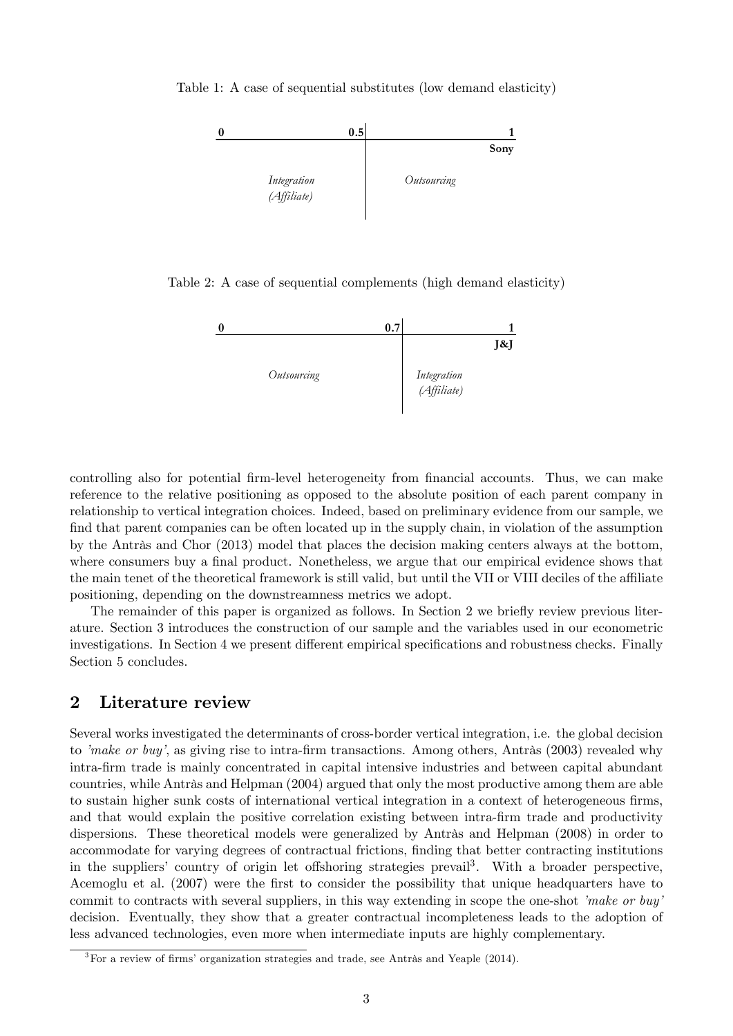Table 1: A case of sequential substitutes (low demand elasticity)

| 0 | 0.5 | 1 |
|---|---|---|
| | | Sony |
| *Integration (Affiliate)* | *Outsourcing* | |

Table 2: A case of sequential complements (high demand elasticity)

| 0 | 0.7 | 1 |
|---|---|---|
| | | J&J |
| *Outsourcing* | *Integration (Affiliate)* | |

controlling also for potential firm-level heterogeneity from financial accounts. Thus, we can make reference to the relative positioning as opposed to the absolute position of each parent company in relationship to vertical integration choices. Indeed, based on preliminary evidence from our sample, we find that parent companies can be often located up in the supply chain, in violation of the assumption by the Antràs and Chor (2013) model that places the decision making centers always at the bottom, where consumers buy a final product. Nonetheless, we argue that our empirical evidence shows that the main tenet of the theoretical framework is still valid, but until the VII or VIII deciles of the affiliate positioning, depending on the downstreamness metrics we adopt.

The remainder of this paper is organized as follows. In Section 2 we briefly review previous literature. Section 3 introduces the construction of our sample and the variables used in our econometric investigations. In Section 4 we present different empirical specifications and robustness checks. Finally Section 5 concludes.

## 2 Literature review

Several works investigated the determinants of cross-border vertical integration, i.e. the global decision to *'make or buy'*, as giving rise to intra-firm transactions. Among others, Antràs (2003) revealed why intra-firm trade is mainly concentrated in capital intensive industries and between capital abundant countries, while Antràs and Helpman (2004) argued that only the most productive among them are able to sustain higher sunk costs of international vertical integration in a context of heterogeneous firms, and that would explain the positive correlation existing between intra-firm trade and productivity dispersions. These theoretical models were generalized by Antràs and Helpman (2008) in order to accommodate for varying degrees of contractual frictions, finding that better contracting institutions in the suppliers' country of origin let offshoring strategies prevail[3]. With a broader perspective, Acemoglu et al. (2007) were the first to consider the possibility that unique headquarters have to commit to contracts with several suppliers, in this way extending in scope the one-shot *'make or buy'* decision. Eventually, they show that a greater contractual incompleteness leads to the adoption of less advanced technologies, even more when intermediate inputs are highly complementary.

[3]For a review of firms' organization strategies and trade, see Antràs and Yeaple (2014).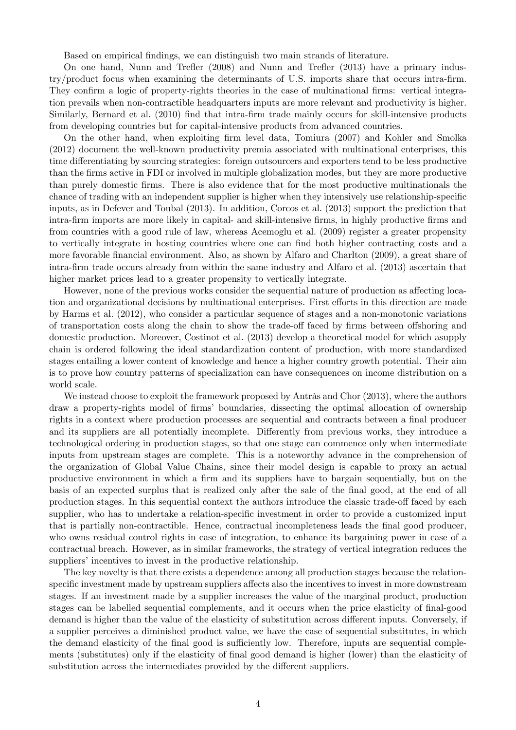Based on empirical findings, we can distinguish two main strands of literature.

On one hand, Nunn and Trefler (2008) and Nunn and Trefler (2013) have a primary industry/product focus when examining the determinants of U.S. imports share that occurs intra-firm. They confirm a logic of property-rights theories in the case of multinational firms: vertical integration prevails when non-contractible headquarters inputs are more relevant and productivity is higher. Similarly, Bernard et al. (2010) find that intra-firm trade mainly occurs for skill-intensive products from developing countries but for capital-intensive products from advanced countries.

On the other hand, when exploiting firm level data, Tomiura (2007) and Kohler and Smolka (2012) document the well-known productivity premia associated with multinational enterprises, this time differentiating by sourcing strategies: foreign outsourcers and exporters tend to be less productive than the firms active in FDI or involved in multiple globalization modes, but they are more productive than purely domestic firms. There is also evidence that for the most productive multinationals the chance of trading with an independent supplier is higher when they intensively use relationship-specific inputs, as in Defever and Toubal (2013). In addition, Corcos et al. (2013) support the prediction that intra-firm imports are more likely in capital- and skill-intensive firms, in highly productive firms and from countries with a good rule of law, whereas Acemoglu et al. (2009) register a greater propensity to vertically integrate in hosting countries where one can find both higher contracting costs and a more favorable financial environment. Also, as shown by Alfaro and Charlton (2009), a great share of intra-firm trade occurs already from within the same industry and Alfaro et al. (2013) ascertain that higher market prices lead to a greater propensity to vertically integrate.

However, none of the previous works consider the sequential nature of production as affecting location and organizational decisions by multinational enterprises. First efforts in this direction are made by Harms et al. (2012), who consider a particular sequence of stages and a non-monotonic variations of transportation costs along the chain to show the trade-off faced by firms between offshoring and domestic production. Moreover, Costinot et al. (2013) develop a theoretical model for which asupply chain is ordered following the ideal standardization content of production, with more standardized stages entailing a lower content of knowledge and hence a higher country growth potential. Their aim is to prove how country patterns of specialization can have consequences on income distribution on a world scale.

We instead choose to exploit the framework proposed by Antràs and Chor (2013), where the authors draw a property-rights model of firms' boundaries, dissecting the optimal allocation of ownership rights in a context where production processes are sequential and contracts between a final producer and its suppliers are all potentially incomplete. Differently from previous works, they introduce a technological ordering in production stages, so that one stage can commence only when intermediate inputs from upstream stages are complete. This is a noteworthy advance in the comprehension of the organization of Global Value Chains, since their model design is capable to proxy an actual productive environment in which a firm and its suppliers have to bargain sequentially, but on the basis of an expected surplus that is realized only after the sale of the final good, at the end of all production stages. In this sequential context the authors introduce the classic trade-off faced by each supplier, who has to undertake a relation-specific investment in order to provide a customized input that is partially non-contractible. Hence, contractual incompleteness leads the final good producer, who owns residual control rights in case of integration, to enhance its bargaining power in case of a contractual breach. However, as in similar frameworks, the strategy of vertical integration reduces the suppliers' incentives to invest in the productive relationship.

The key novelty is that there exists a dependence among all production stages because the relation-specific investment made by upstream suppliers affects also the incentives to invest in more downstream stages. If an investment made by a supplier increases the value of the marginal product, production stages can be labelled sequential complements, and it occurs when the price elasticity of final-good demand is higher than the value of the elasticity of substitution across different inputs. Conversely, if a supplier perceives a diminished product value, we have the case of sequential substitutes, in which the demand elasticity of the final good is sufficiently low. Therefore, inputs are sequential complements (substitutes) only if the elasticity of final good demand is higher (lower) than the elasticity of substitution across the intermediates provided by the different suppliers.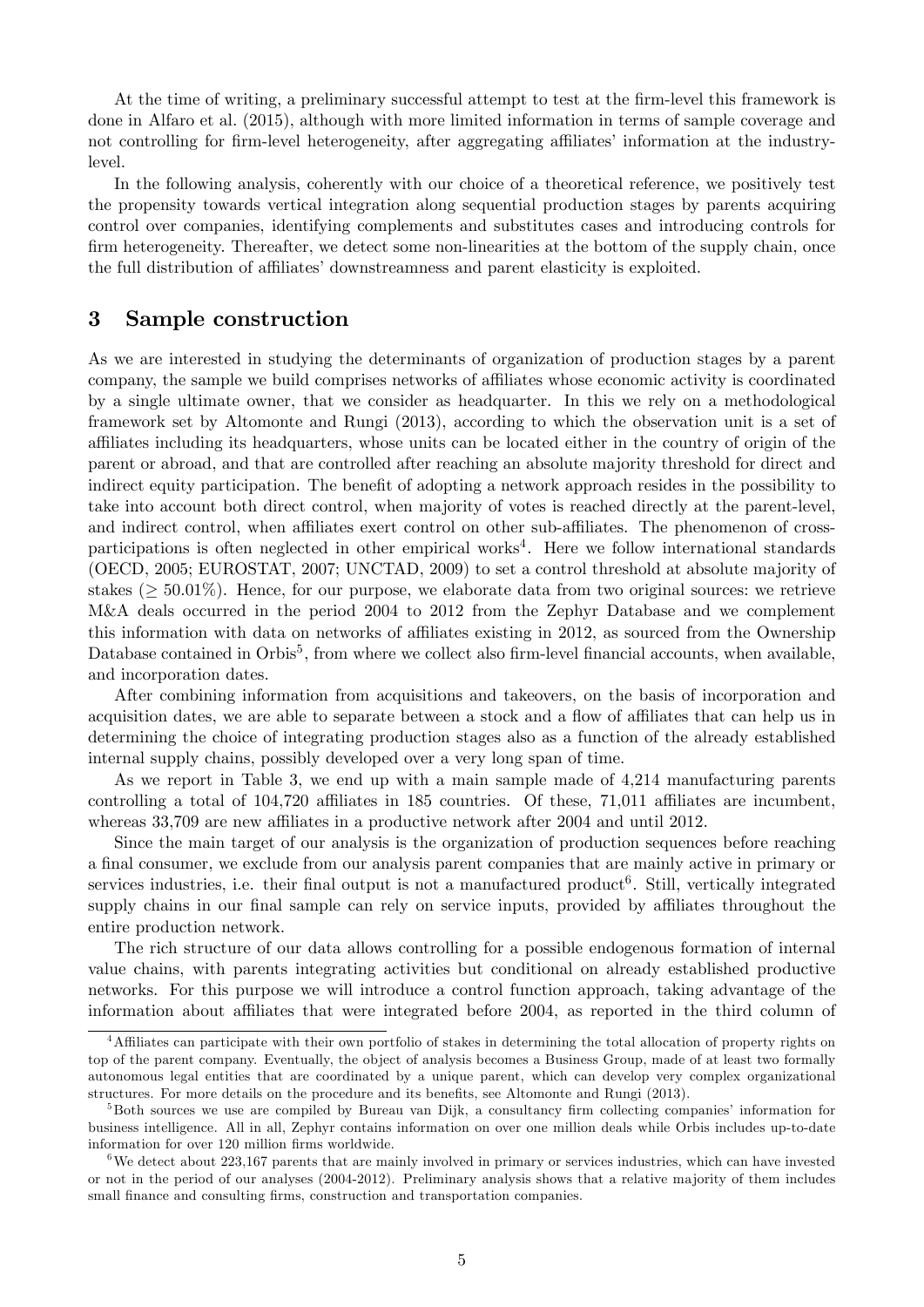At the time of writing, a preliminary successful attempt to test at the firm-level this framework is done in Alfaro et al. (2015), although with more limited information in terms of sample coverage and not controlling for firm-level heterogeneity, after aggregating affiliates' information at the industry-level.

In the following analysis, coherently with our choice of a theoretical reference, we positively test the propensity towards vertical integration along sequential production stages by parents acquiring control over companies, identifying complements and substitutes cases and introducing controls for firm heterogeneity. Thereafter, we detect some non-linearities at the bottom of the supply chain, once the full distribution of affiliates' downstreamness and parent elasticity is exploited.

## 3 Sample construction

As we are interested in studying the determinants of organization of production stages by a parent company, the sample we build comprises networks of affiliates whose economic activity is coordinated by a single ultimate owner, that we consider as headquarter. In this we rely on a methodological framework set by Altomonte and Rungi (2013), according to which the observation unit is a set of affiliates including its headquarters, whose units can be located either in the country of origin of the parent or abroad, and that are controlled after reaching an absolute majority threshold for direct and indirect equity participation. The benefit of adopting a network approach resides in the possibility to take into account both direct control, when majority of votes is reached directly at the parent-level, and indirect control, when affiliates exert control on other sub-affiliates. The phenomenon of cross-participations is often neglected in other empirical works[4]. Here we follow international standards (OECD, 2005; EUROSTAT, 2007; UNCTAD, 2009) to set a control threshold at absolute majority of stakes ($\geq 50.01\%$). Hence, for our purpose, we elaborate data from two original sources: we retrieve M&A deals occurred in the period 2004 to 2012 from the Zephyr Database and we complement this information with data on networks of affiliates existing in 2012, as sourced from the Ownership Database contained in Orbis[5], from where we collect also firm-level financial accounts, when available, and incorporation dates.

After combining information from acquisitions and takeovers, on the basis of incorporation and acquisition dates, we are able to separate between a stock and a flow of affiliates that can help us in determining the choice of integrating production stages also as a function of the already established internal supply chains, possibly developed over a very long span of time.

As we report in Table 3, we end up with a main sample made of 4,214 manufacturing parents controlling a total of 104,720 affiliates in 185 countries. Of these, 71,011 affiliates are incumbent, whereas 33,709 are new affiliates in a productive network after 2004 and until 2012.

Since the main target of our analysis is the organization of production sequences before reaching a final consumer, we exclude from our analysis parent companies that are mainly active in primary or services industries, i.e. their final output is not a manufactured product[6]. Still, vertically integrated supply chains in our final sample can rely on service inputs, provided by affiliates throughout the entire production network.

The rich structure of our data allows controlling for a possible endogenous formation of internal value chains, with parents integrating activities but conditional on already established productive networks. For this purpose we will introduce a control function approach, taking advantage of the information about affiliates that were integrated before 2004, as reported in the third column of

[4] Affiliates can participate with their own portfolio of stakes in determining the total allocation of property rights on top of the parent company. Eventually, the object of analysis becomes a Business Group, made of at least two formally autonomous legal entities that are coordinated by a unique parent, which can develop very complex organizational structures. For more details on the procedure and its benefits, see Altomonte and Rungi (2013).

[5] Both sources we use are compiled by Bureau van Dijk, a consultancy firm collecting companies' information for business intelligence. All in all, Zephyr contains information on over one million deals while Orbis includes up-to-date information for over 120 million firms worldwide.

[6] We detect about 223,167 parents that are mainly involved in primary or services industries, which can have invested or not in the period of our analyses (2004-2012). Preliminary analysis shows that a relative majority of them includes small finance and consulting firms, construction and transportation companies.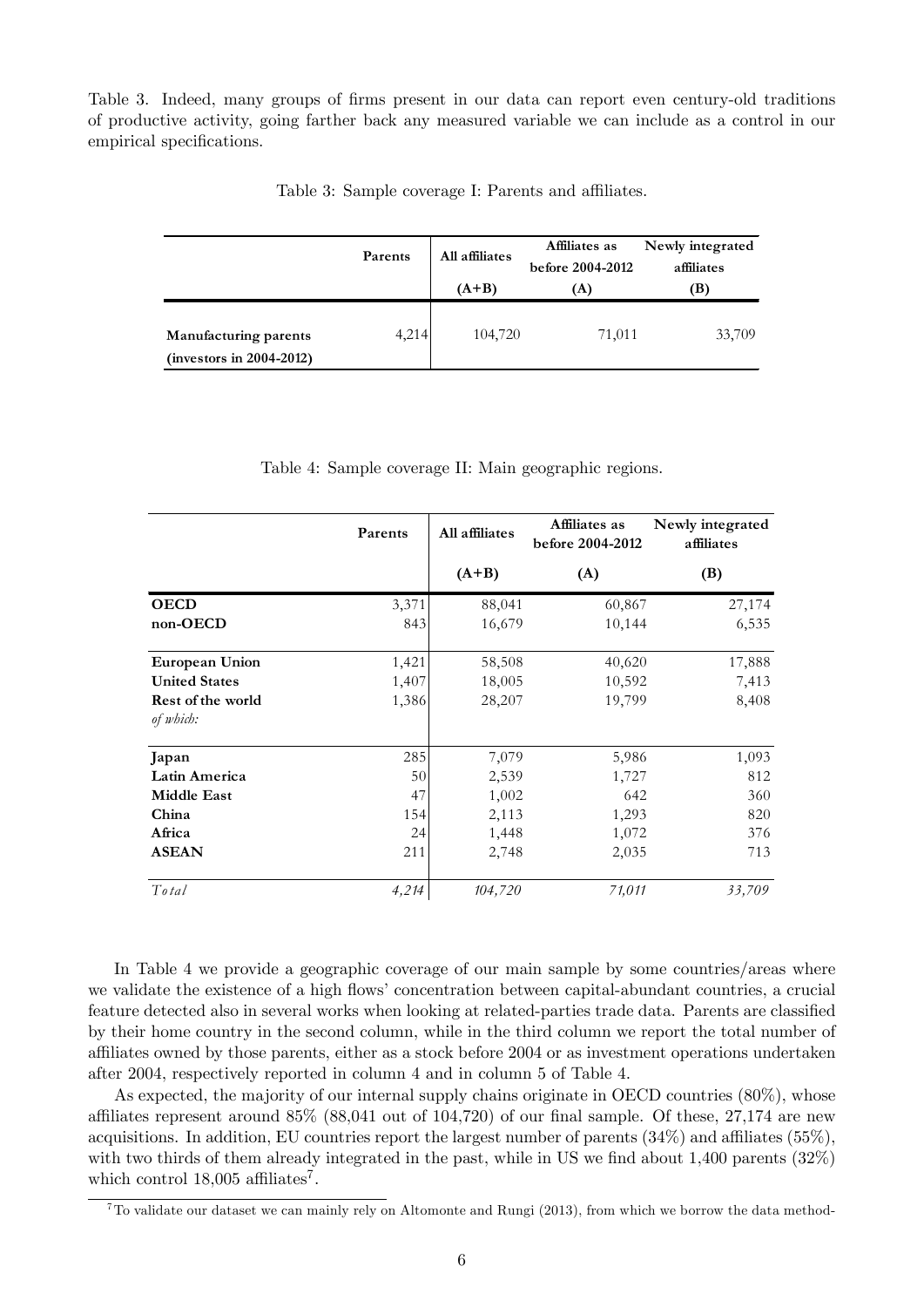Table 3. Indeed, many groups of firms present in our data can report even century-old traditions of productive activity, going farther back any measured variable we can include as a control in our empirical specifications.

Table 3: Sample coverage I: Parents and affiliates.

| | Parents | All affiliates (A+B) | Affiliates as before 2004-2012 (A) | Newly integrated affiliates (B) |
|---|---|---|---|---|
| **Manufacturing parents (investors in 2004-2012)** | 4,214 | 104,720 | 71,011 | 33,709 |

Table 4: Sample coverage II: Main geographic regions.

| | Parents | All affiliates (A+B) | Affiliates as before 2004-2012 (A) | Newly integrated affiliates (B) |
|---|---|---|---|---|
| **OECD** | 3,371 | 88,041 | 60,867 | 27,174 |
| **non-OECD** | 843 | 16,679 | 10,144 | 6,535 |
| **European Union** | 1,421 | 58,508 | 40,620 | 17,888 |
| **United States** | 1,407 | 18,005 | 10,592 | 7,413 |
| **Rest of the world** *of which:* | 1,386 | 28,207 | 19,799 | 8,408 |
| **Japan** | 285 | 7,079 | 5,986 | 1,093 |
| **Latin America** | 50 | 2,539 | 1,727 | 812 |
| **Middle East** | 47 | 1,002 | 642 | 360 |
| **China** | 154 | 2,113 | 1,293 | 820 |
| **Africa** | 24 | 1,448 | 1,072 | 376 |
| **ASEAN** | 211 | 2,748 | 2,035 | 713 |
| *Total* | *4,214* | *104,720* | *71,011* | *33,709* |

In Table 4 we provide a geographic coverage of our main sample by some countries/areas where we validate the existence of a high flows' concentration between capital-abundant countries, a crucial feature detected also in several works when looking at related-parties trade data. Parents are classified by their home country in the second column, while in the third column we report the total number of affiliates owned by those parents, either as a stock before 2004 or as investment operations undertaken after 2004, respectively reported in column 4 and in column 5 of Table 4.

As expected, the majority of our internal supply chains originate in OECD countries (80%), whose affiliates represent around 85% (88,041 out of 104,720) of our final sample. Of these, 27,174 are new acquisitions. In addition, EU countries report the largest number of parents (34%) and affiliates (55%), with two thirds of them already integrated in the past, while in US we find about 1,400 parents (32%) which control 18,005 affiliates[7].

[7] To validate our dataset we can mainly rely on Altomonte and Rungi (2013), from which we borrow the data method-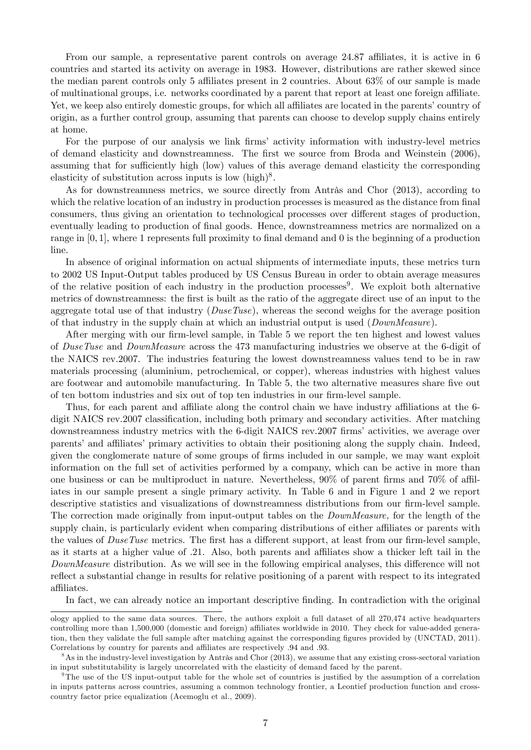From our sample, a representative parent controls on average 24.87 affiliates, it is active in 6 countries and started its activity on average in 1983. However, distributions are rather skewed since the median parent controls only 5 affiliates present in 2 countries. About 63% of our sample is made of multinational groups, i.e. networks coordinated by a parent that report at least one foreign affiliate. Yet, we keep also entirely domestic groups, for which all affiliates are located in the parents' country of origin, as a further control group, assuming that parents can choose to develop supply chains entirely at home.

For the purpose of our analysis we link firms' activity information with industry-level metrics of demand elasticity and downstreamness. The first we source from Broda and Weinstein (2006), assuming that for sufficiently high (low) values of this average demand elasticity the corresponding elasticity of substitution across inputs is low (high)[8].

As for downstreamness metrics, we source directly from Antràs and Chor (2013), according to which the relative location of an industry in production processes is measured as the distance from final consumers, thus giving an orientation to technological processes over different stages of production, eventually leading to production of final goods. Hence, downstreamness metrics are normalized on a range in $[0, 1]$, where 1 represents full proximity to final demand and 0 is the beginning of a production line.

In absence of original information on actual shipments of intermediate inputs, these metrics turn to 2002 US Input-Output tables produced by US Census Bureau in order to obtain average measures of the relative position of each industry in the production processes[9]. We exploit both alternative metrics of downstreamness: the first is built as the ratio of the aggregate direct use of an input to the aggregate total use of that industry (*DuseTuse*), whereas the second weighs for the average position of that industry in the supply chain at which an industrial output is used (*DownMeasure*).

After merging with our firm-level sample, in Table 5 we report the ten highest and lowest values of *DuseTuse* and *DownMeasure* across the 473 manufacturing industries we observe at the 6-digit of the NAICS rev.2007. The industries featuring the lowest downstreamness values tend to be in raw materials processing (aluminium, petrochemical, or copper), whereas industries with highest values are footwear and automobile manufacturing. In Table 5, the two alternative measures share five out of ten bottom industries and six out of top ten industries in our firm-level sample.

Thus, for each parent and affiliate along the control chain we have industry affiliations at the 6-digit NAICS rev.2007 classification, including both primary and secondary activities. After matching downstreamness industry metrics with the 6-digit NAICS rev.2007 firms' activities, we average over parents' and affiliates' primary activities to obtain their positioning along the supply chain. Indeed, given the conglomerate nature of some groups of firms included in our sample, we may want exploit information on the full set of activities performed by a company, which can be active in more than one business or can be multiproduct in nature. Nevertheless, 90% of parent firms and 70% of affiliates in our sample present a single primary activity. In Table 6 and in Figure 1 and 2 we report descriptive statistics and visualizations of downstreamness distributions from our firm-level sample. The correction made originally from input-output tables on the *DownMeasure,* for the length of the supply chain, is particularly evident when comparing distributions of either affiliates or parents with the values of *DuseTuse* metrics. The first has a different support, at least from our firm-level sample, as it starts at a higher value of .21. Also, both parents and affiliates show a thicker left tail in the *DownMeasure* distribution. As we will see in the following empirical analyses, this difference will not reflect a substantial change in results for relative positioning of a parent with respect to its integrated affiliates.

In fact, we can already notice an important descriptive finding. In contradiction with the original

---

ology applied to the same data sources. There, the authors exploit a full dataset of all 270,474 active headquarters controlling more than 1,500,000 (domestic and foreign) affiliates worldwide in 2010. They check for value-added generation, then they validate the full sample after matching against the corresponding figures provided by (UNCTAD, 2011). Correlations by country for parents and affiliates are respectively .94 and .93.

[8] As in the industry-level investigation by Antràs and Chor (2013), we assume that any existing cross-sectoral variation in input substitutability is largely uncorrelated with the elasticity of demand faced by the parent.

[9] The use of the US input-output table for the whole set of countries is justified by the assumption of a correlation in inputs patterns across countries, assuming a common technology frontier, a Leontief production function and cross-country factor price equalization (Acemoglu et al., 2009).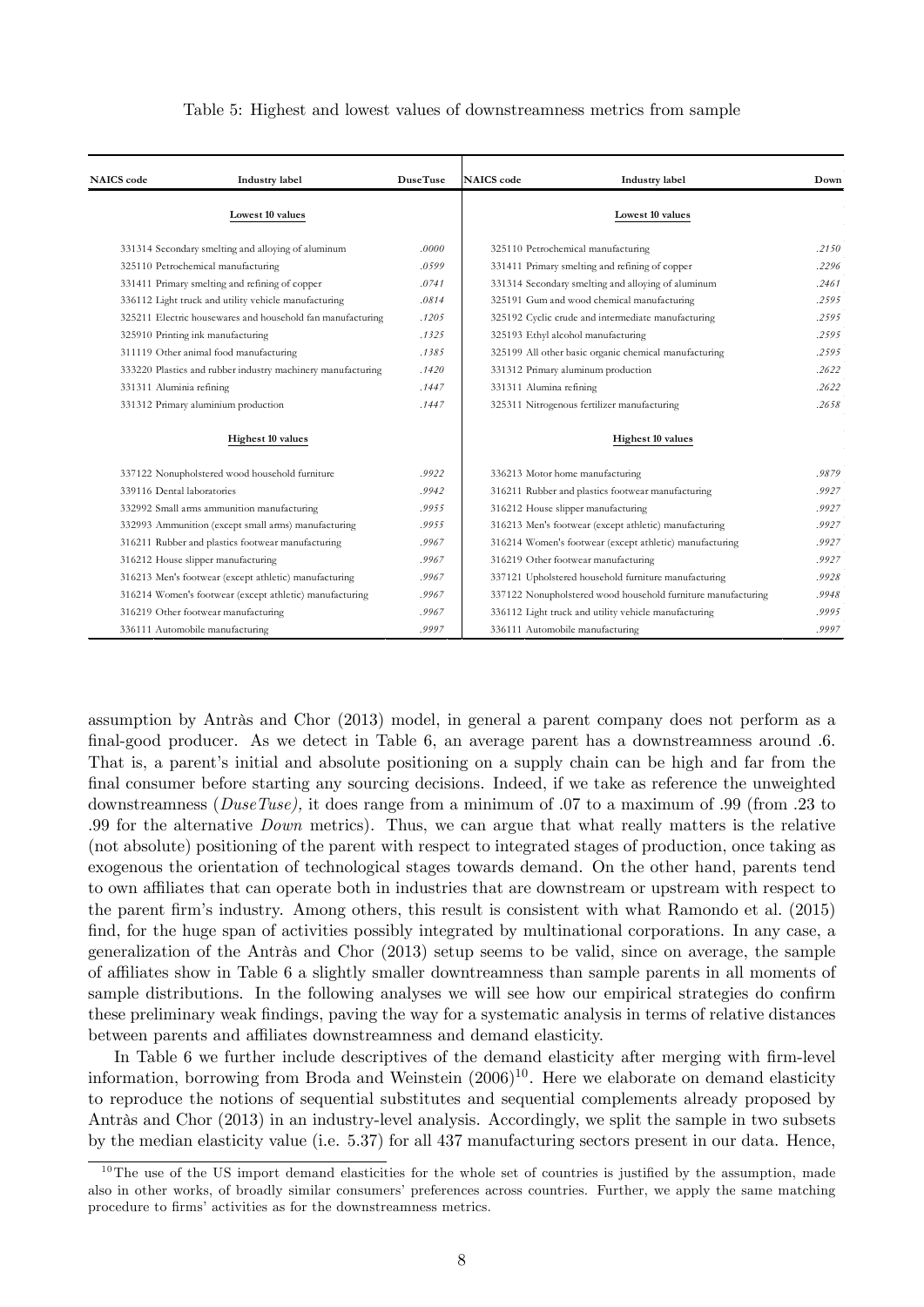Table 5: Highest and lowest values of downstreamness metrics from sample

| NAICS code | Industry label | DuseTuse | NAICS code | Industry label | Down |
|---|---|---|---|---|---|
| | Lowest 10 values | | | Lowest 10 values | |
| 331314 | Secondary smelting and alloying of aluminum | .0000 | 325110 | Petrochemical manufacturing | .2150 |
| 325110 | Petrochemical manufacturing | .0599 | 331411 | Primary smelting and refining of copper | .2296 |
| 331411 | Primary smelting and refining of copper | .0741 | 331314 | Secondary smelting and alloying of aluminum | .2461 |
| 336112 | Light truck and utility vehicle manufacturing | .0814 | 325191 | Gum and wood chemical manufacturing | .2595 |
| 325211 | Electric housewares and household fan manufacturing | .1205 | 325192 | Cyclic crude and intermediate manufacturing | .2595 |
| 325910 | Printing ink manufacturing | .1325 | 325193 | Ethyl alcohol manufacturing | .2595 |
| 311119 | Other animal food manufacturing | .1385 | 325199 | All other basic organic chemical manufacturing | .2595 |
| 333220 | Plastics and rubber industry machinery manufacturing | .1420 | 331312 | Primary aluminum production | .2622 |
| 331311 | Aluminia refining | .1447 | 331311 | Alumina refining | .2622 |
| 331312 | Primary aluminium production | .1447 | 325311 | Nitrogenous fertilizer manufacturing | .2658 |
| | Highest 10 values | | | Highest 10 values | |
| 337122 | Nonupholstered wood household furniture | .9922 | 336213 | Motor home manufacturing | .9879 |
| 339116 | Dental laboratories | .9942 | 316211 | Rubber and plastics footwear manufacturing | .9927 |
| 332992 | Small arms ammunition manufacturing | .9955 | 316212 | House slipper manufacturing | .9927 |
| 332993 | Ammunition (except small arms) manufacturing | .9955 | 316213 | Men's footwear (except athletic) manufacturing | .9927 |
| 316211 | Rubber and plastics footwear manufacturing | .9967 | 316214 | Women's footwear (except athletic) manufacturing | .9927 |
| 316212 | House slipper manufacturing | .9967 | 316219 | Other footwear manufacturing | .9927 |
| 316213 | Men's footwear (except athletic) manufacturing | .9967 | 337121 | Upholstered household furniture manufacturing | .9928 |
| 316214 | Women's footwear (except athletic) manufacturing | .9967 | 337122 | Nonupholstered wood household furniture manufacturing | .9948 |
| 316219 | Other footwear manufacturing | .9967 | 336112 | Light truck and utility vehicle manufacturing | .9995 |
| 336111 | Automobile manufacturing | .9997 | 336111 | Automobile manufacturing | .9997 |

assumption by Antràs and Chor (2013) model, in general a parent company does not perform as a final-good producer. As we detect in Table 6, an average parent has a downstreamness around .6. That is, a parent's initial and absolute positioning on a supply chain can be high and far from the final consumer before starting any sourcing decisions. Indeed, if we take as reference the unweighted downstreamness (*DuseTuse)*, it does range from a minimum of .07 to a maximum of .99 (from .23 to .99 for the alternative *Down* metrics). Thus, we can argue that what really matters is the relative (not absolute) positioning of the parent with respect to integrated stages of production, once taking as exogenous the orientation of technological stages towards demand. On the other hand, parents tend to own affiliates that can operate both in industries that are downstream or upstream with respect to the parent firm's industry. Among others, this result is consistent with what Ramondo et al. (2015) find, for the huge span of activities possibly integrated by multinational corporations. In any case, a generalization of the Antràs and Chor (2013) setup seems to be valid, since on average, the sample of affiliates show in Table 6 a slightly smaller downtreamness than sample parents in all moments of sample distributions. In the following analyses we will see how our empirical strategies do confirm these preliminary weak findings, paving the way for a systematic analysis in terms of relative distances between parents and affiliates downstreamness and demand elasticity.

In Table 6 we further include descriptives of the demand elasticity after merging with firm-level information, borrowing from Broda and Weinstein (2006)[10]. Here we elaborate on demand elasticity to reproduce the notions of sequential substitutes and sequential complements already proposed by Antràs and Chor (2013) in an industry-level analysis. Accordingly, we split the sample in two subsets by the median elasticity value (i.e. 5.37) for all 437 manufacturing sectors present in our data. Hence,

[10] The use of the US import demand elasticities for the whole set of countries is justified by the assumption, made also in other works, of broadly similar consumers' preferences across countries. Further, we apply the same matching procedure to firms' activities as for the downstreamness metrics.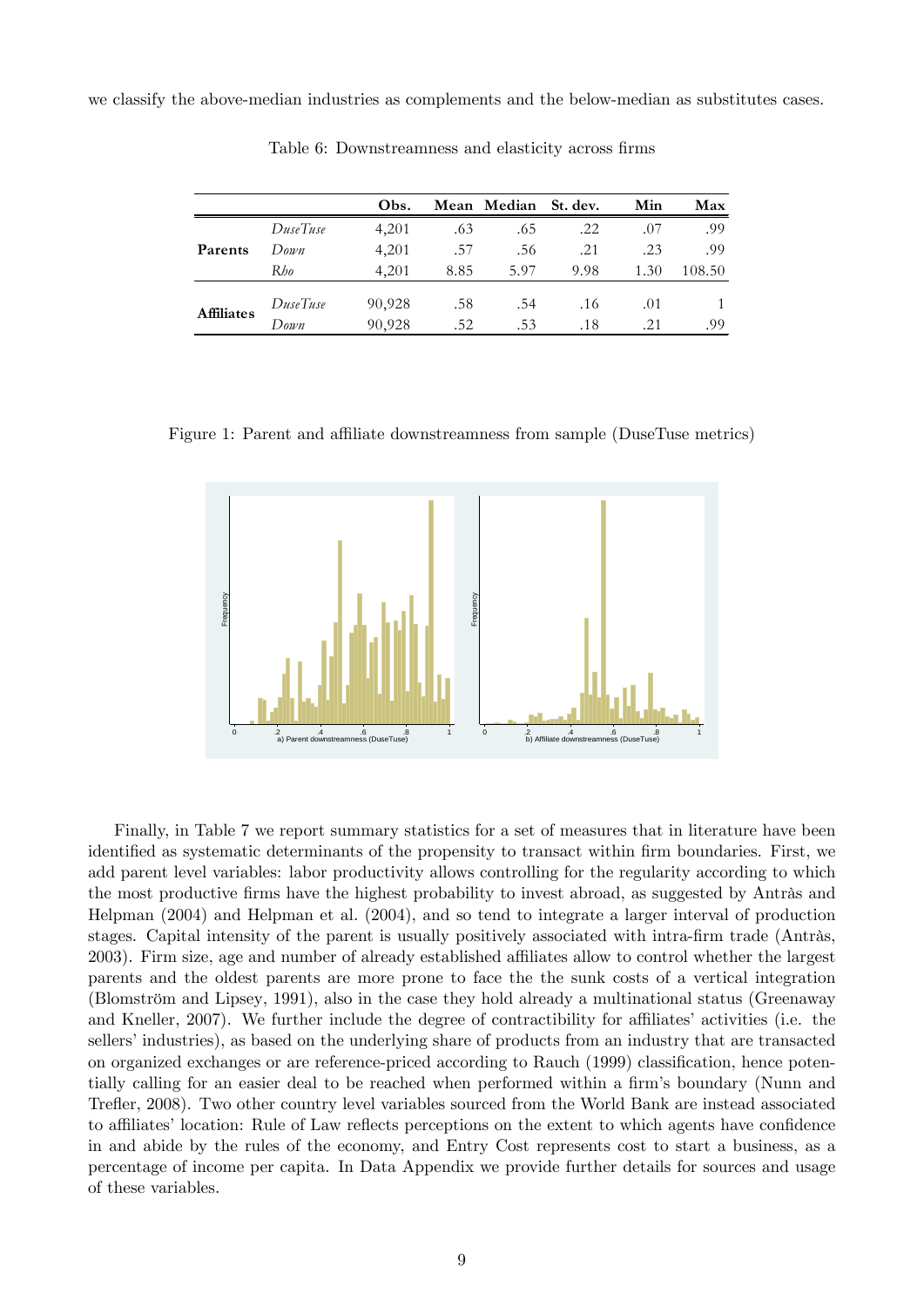we classify the above-median industries as complements and the below-median as substitutes cases.

Table 6: Downstreamness and elasticity across firms

| | | Obs. | Mean | Median | St. dev. | Min | Max |
|---|---|---|---|---|---|---|---|
| **Parents** | *DuseTuse* | 4,201 | .63 | .65 | .22 | .07 | .99 |
| | *Down* | 4,201 | .57 | .56 | .21 | .23 | .99 |
| | *Rho* | 4,201 | 8.85 | 5.97 | 9.98 | 1.30 | 108.50 |
| **Affiliates** | *DuseTuse* | 90,928 | .58 | .54 | .16 | .01 | 1 |
| | *Down* | 90,928 | .52 | .53 | .18 | .21 | .99 |

Figure 1: Parent and affiliate downstreamness from sample (DuseTuse metrics)

Finally, in Table 7 we report summary statistics for a set of measures that in literature have been identified as systematic determinants of the propensity to transact within firm boundaries. First, we add parent level variables: labor productivity allows controlling for the regularity according to which the most productive firms have the highest probability to invest abroad, as suggested by Antràs and Helpman (2004) and Helpman et al. (2004), and so tend to integrate a larger interval of production stages. Capital intensity of the parent is usually positively associated with intra-firm trade (Antràs, 2003). Firm size, age and number of already established affiliates allow to control whether the largest parents and the oldest parents are more prone to face the the sunk costs of a vertical integration (Blomström and Lipsey, 1991), also in the case they hold already a multinational status (Greenaway and Kneller, 2007). We further include the degree of contractibility for affiliates' activities (i.e. the sellers' industries), as based on the underlying share of products from an industry that are transacted on organized exchanges or are reference-priced according to Rauch (1999) classification, hence potentially calling for an easier deal to be reached when performed within a firm's boundary (Nunn and Trefler, 2008). Two other country level variables sourced from the World Bank are instead associated to affiliates' location: Rule of Law reflects perceptions on the extent to which agents have confidence in and abide by the rules of the economy, and Entry Cost represents cost to start a business, as a percentage of income per capita. In Data Appendix we provide further details for sources and usage of these variables.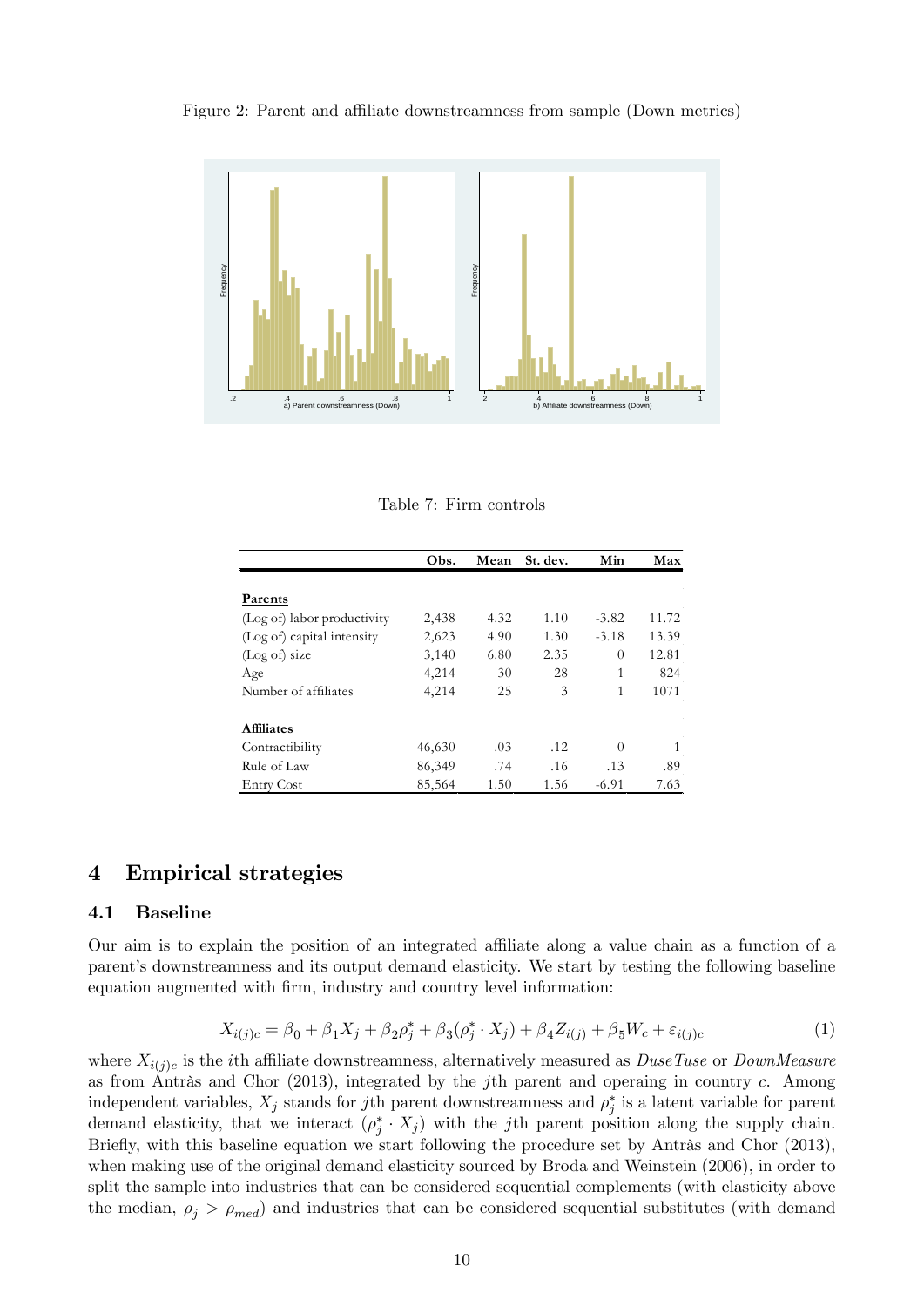Figure 2: Parent and affiliate downstreamness from sample (Down metrics)

Table 7: Firm controls

| | Obs. | Mean | St. dev. | Min | Max |
|---|---|---|---|---|---|
| **Parents** | | | | | |
| (Log of) labor productivity | 2,438 | 4.32 | 1.10 | -3.82 | 11.72 |
| (Log of) capital intensity | 2,623 | 4.90 | 1.30 | -3.18 | 13.39 |
| (Log of) size | 3,140 | 6.80 | 2.35 | 0 | 12.81 |
| Age | 4,214 | 30 | 28 | 1 | 824 |
| Number of affiliates | 4,214 | 25 | 3 | 1 | 1071 |
| **Affiliates** | | | | | |
| Contractibility | 46,630 | .03 | .12 | 0 | 1 |
| Rule of Law | 86,349 | .74 | .16 | .13 | .89 |
| Entry Cost | 85,564 | 1.50 | 1.56 | -6.91 | 7.63 |

## 4 Empirical strategies

### 4.1 Baseline

Our aim is to explain the position of an integrated affiliate along a value chain as a function of a parent's downstreamness and its output demand elasticity. We start by testing the following baseline equation augmented with firm, industry and country level information:

$$X_{i(j)c} = \beta_0 + \beta_1 X_j + \beta_2 \rho_j^* + \beta_3 (\rho_j^* \cdot X_j) + \beta_4 Z_{i(j)} + \beta_5 W_c + \varepsilon_{i(j)c} \tag{1}$$

where $X_{i(j)c}$ is the $i$th affiliate downstreamness, alternatively measured as *DuseTuse* or *DownMeasure* as from Antràs and Chor (2013), integrated by the $j$th parent and operaing in country $c$. Among independent variables, $X_j$ stands for $j$th parent downstreamness and $\rho_j^*$ is a latent variable for parent demand elasticity, that we interact $(\rho_j^* \cdot X_j)$ with the $j$th parent position along the supply chain. Briefly, with this baseline equation we start following the procedure set by Antràs and Chor (2013), when making use of the original demand elasticity sourced by Broda and Weinstein (2006), in order to split the sample into industries that can be considered sequential complements (with elasticity above the median, $\rho_j > \rho_{med}$) and industries that can be considered sequential substitutes (with demand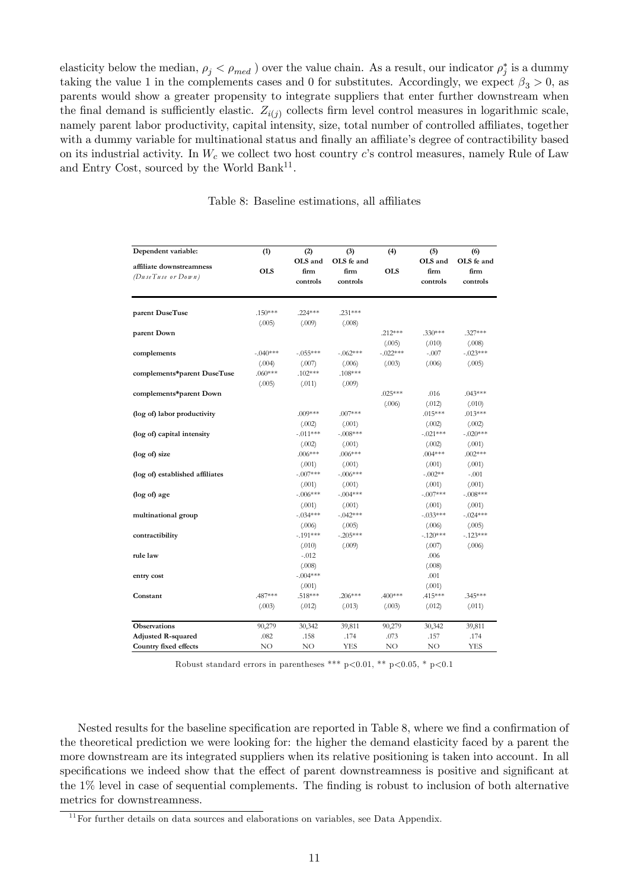elasticity below the median, $\rho_j < \rho_{med}$ ) over the value chain. As a result, our indicator $\rho_j^*$ is a dummy taking the value 1 in the complements cases and 0 for substitutes. Accordingly, we expect $\beta_3 > 0$, as parents would show a greater propensity to integrate suppliers that enter further downstream when the final demand is sufficiently elastic. $Z_{i(j)}$ collects firm level control measures in logarithmic scale, namely parent labor productivity, capital intensity, size, total number of controlled affiliates, together with a dummy variable for multinational status and finally an affiliate's degree of contractibility based on its industrial activity. In $W_c$ we collect two host country $c$'s control measures, namely Rule of Law and Entry Cost, sourced by the World Bank[11].

Table 8: Baseline estimations, all affiliates

| Dependent variable: affiliate downstreamness (DuseTuse or Down) | (1) OLS | (2) OLS and firm controls | (3) OLS fe and firm controls | (4) OLS | (5) OLS and firm controls | (6) OLS fe and firm controls |
|---|---|---|---|---|---|---|
| **parent DuseTuse** | .150*** | .224*** | .231*** | | | |
| | (.005) | (.009) | (.008) | | | |
| **parent Down** | | | | .212*** | .330*** | .327*** |
| | | | | (.005) | (.010) | (.008) |
| **complements** | -.040*** | -.055*** | -.062*** | -.022*** | -.007 | -.023*** |
| | (.004) | (.007) | (.006) | (.003) | (.006) | (.005) |
| **complements*parent DuseTuse** | .060*** | .102*** | .108*** | | | |
| | (.005) | (.011) | (.009) | | | |
| **complements*parent Down** | | | | .025*** | .016 | .043*** |
| | | | | (.006) | (.012) | (.010) |
| **(log of) labor productivity** | | .009*** | .007*** | | .015*** | .013*** |
| | | (.002) | (.001) | | (.002) | (.002) |
| **(log of) capital intensity** | | -.011*** | -.008*** | | -.021*** | -.020*** |
| | | (.002) | (.001) | | (.002) | (.001) |
| **(log of) size** | | .006*** | .006*** | | .004*** | .002*** |
| | | (.001) | (.001) | | (.001) | (.001) |
| **(log of) established affiliates** | | -.007*** | -.006*** | | -.002** | -.001 |
| | | (.001) | (.001) | | (.001) | (.001) |
| **(log of) age** | | -.006*** | -.004*** | | -.007*** | -.008*** |
| | | (.001) | (.001) | | (.001) | (.001) |
| **multinational group** | | -.034*** | -.042*** | | -.033*** | -.024*** |
| | | (.006) | (.005) | | (.006) | (.005) |
| **contractibility** | | -.191*** | -.205*** | | -.120*** | -.123*** |
| | | (.010) | (.009) | | (.007) | (.006) |
| **rule law** | | -.012 | | | .006 | |
| | | (.008) | | | (.008) | |
| **entry cost** | | -.004*** | | | .001 | |
| | | (.001) | | | (.001) | |
| **Constant** | .487*** | .518*** | .206*** | .400*** | .415*** | .345*** |
| | (.003) | (.012) | (.013) | (.003) | (.012) | (.011) |
| **Observations** | 90,279 | 30,342 | 39,811 | 90,279 | 30,342 | 39,811 |
| **Adjusted R-squared** | .082 | .158 | .174 | .073 | .157 | .174 |
| **Country fixed effects** | NO | NO | YES | NO | NO | YES |

Robust standard errors in parentheses *** p<0.01, ** p<0.05, * p<0.1

Nested results for the baseline specification are reported in Table 8, where we find a confirmation of the theoretical prediction we were looking for: the higher the demand elasticity faced by a parent the more downstream are its integrated suppliers when its relative positioning is taken into account. In all specifications we indeed show that the effect of parent downstreamness is positive and significant at the 1% level in case of sequential complements. The finding is robust to inclusion of both alternative metrics for downstreamness.

[11] For further details on data sources and elaborations on variables, see Data Appendix.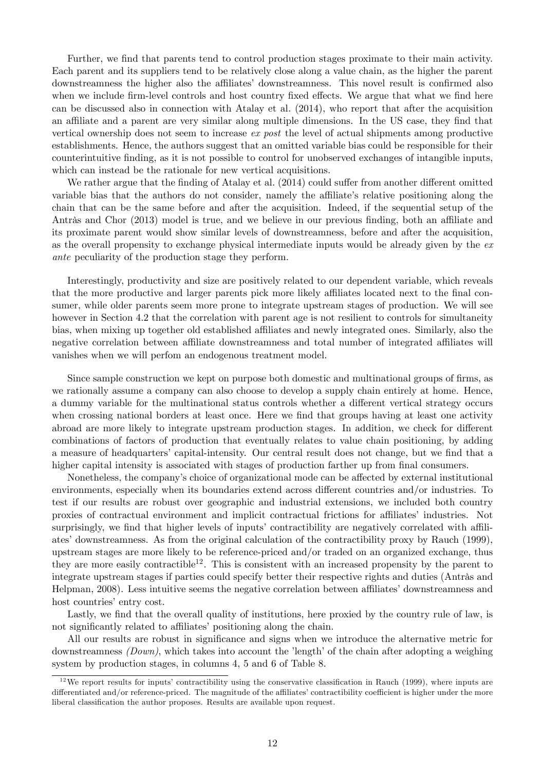Further, we find that parents tend to control production stages proximate to their main activity. Each parent and its suppliers tend to be relatively close along a value chain, as the higher the parent downstreamness the higher also the affiliates' downstreamness. This novel result is confirmed also when we include firm-level controls and host country fixed effects. We argue that what we find here can be discussed also in connection with Atalay et al. (2014), who report that after the acquisition an affiliate and a parent are very similar along multiple dimensions. In the US case, they find that vertical ownership does not seem to increase *ex post* the level of actual shipments among productive establishments. Hence, the authors suggest that an omitted variable bias could be responsible for their counterintuitive finding, as it is not possible to control for unobserved exchanges of intangible inputs, which can instead be the rationale for new vertical acquisitions.

We rather argue that the finding of Atalay et al. (2014) could suffer from another different omitted variable bias that the authors do not consider, namely the affiliate's relative positioning along the chain that can be the same before and after the acquisition. Indeed, if the sequential setup of the Antràs and Chor (2013) model is true, and we believe in our previous finding, both an affiliate and its proximate parent would show similar levels of downstreamness, before and after the acquisition, as the overall propensity to exchange physical intermediate inputs would be already given by the *ex ante* peculiarity of the production stage they perform.

Interestingly, productivity and size are positively related to our dependent variable, which reveals that the more productive and larger parents pick more likely affiliates located next to the final consumer, while older parents seem more prone to integrate upstream stages of production. We will see however in Section 4.2 that the correlation with parent age is not resilient to controls for simultaneity bias, when mixing up together old established affiliates and newly integrated ones. Similarly, also the negative correlation between affiliate downstreamness and total number of integrated affiliates will vanishes when we will perfom an endogenous treatment model.

Since sample construction we kept on purpose both domestic and multinational groups of firms, as we rationally assume a company can also choose to develop a supply chain entirely at home. Hence, a dummy variable for the multinational status controls whether a different vertical strategy occurs when crossing national borders at least once. Here we find that groups having at least one activity abroad are more likely to integrate upstream production stages. In addition, we check for different combinations of factors of production that eventually relates to value chain positioning, by adding a measure of headquarters' capital-intensity. Our central result does not change, but we find that a higher capital intensity is associated with stages of production farther up from final consumers.

Nonetheless, the company's choice of organizational mode can be affected by external institutional environments, especially when its boundaries extend across different countries and/or industries. To test if our results are robust over geographic and industrial extensions, we included both country proxies of contractual environment and implicit contractual frictions for affiliates' industries. Not surprisingly, we find that higher levels of inputs' contractibility are negatively correlated with affiliates' downstreamness. As from the original calculation of the contractibility proxy by Rauch (1999), upstream stages are more likely to be reference-priced and/or traded on an organized exchange, thus they are more easily contractible[12]. This is consistent with an increased propensity by the parent to integrate upstream stages if parties could specify better their respective rights and duties (Antràs and Helpman, 2008). Less intuitive seems the negative correlation between affiliates' downstreamness and host countries' entry cost.

Lastly, we find that the overall quality of institutions, here proxied by the country rule of law, is not significantly related to affiliates' positioning along the chain.

All our results are robust in significance and signs when we introduce the alternative metric for downstreamness *(Down)*, which takes into account the 'length' of the chain after adopting a weighing system by production stages, in columns 4, 5 and 6 of Table 8.

[12] We report results for inputs' contractibility using the conservative classification in Rauch (1999), where inputs are differentiated and/or reference-priced. The magnitude of the affiliates' contractibility coefficient is higher under the more liberal classification the author proposes. Results are available upon request.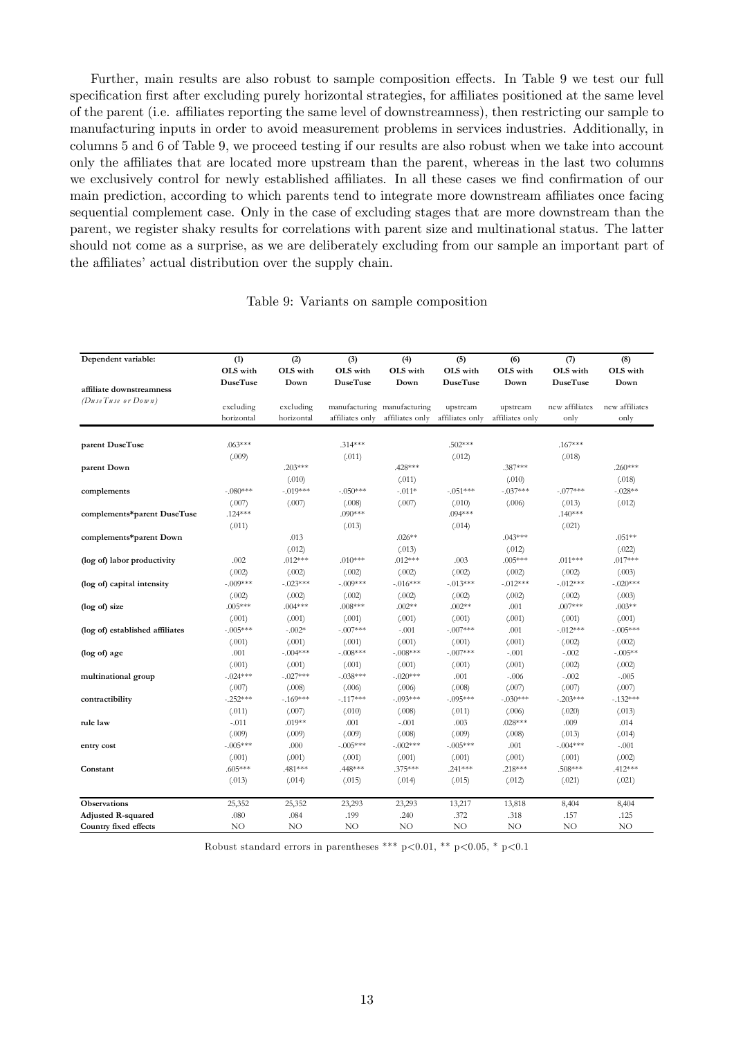Further, main results are also robust to sample composition effects. In Table 9 we test our full specification first after excluding purely horizontal strategies, for affiliates positioned at the same level of the parent (i.e. affiliates reporting the same level of downstreamness), then restricting our sample to manufacturing inputs in order to avoid measurement problems in services industries. Additionally, in columns 5 and 6 of Table 9, we proceed testing if our results are also robust when we take into account only the affiliates that are located more upstream than the parent, whereas in the last two columns we exclusively control for newly established affiliates. In all these cases we find confirmation of our main prediction, according to which parents tend to integrate more downstream affiliates once facing sequential complement case. Only in the case of excluding stages that are more downstream than the parent, we register shaky results for correlations with parent size and multinational status. The latter should not come as a surprise, as we are deliberately excluding from our sample an important part of the affiliates' actual distribution over the supply chain.

Table 9: Variants on sample composition

| Dependent variable: affiliate downstreamness *(DuseTuse or Down)* | (1) OLS with DuseTuse | (2) OLS with Down | (3) OLS with DuseTuse | (4) OLS with Down | (5) OLS with DuseTuse | (6) OLS with Down | (7) OLS with DuseTuse | (8) OLS with Down |
|---|---|---|---|---|---|---|---|---|
| | excluding horizontal | excluding horizontal | manufacturing affiliates only | manufacturing affiliates only | upstream affiliates only | upstream affiliates only | new affiliates only | new affiliates only |
| **parent DuseTuse** | .063*** | | .314*** | | .502*** | | .167*** | |
| | (.009) | | (.011) | | (.012) | | (.018) | |
| **parent Down** | | .203*** | | .428*** | | .387*** | | .260*** |
| | | (.010) | | (.011) | | (.010) | | (.018) |
| **complements** | -.080*** | -.019*** | -.050*** | -.011* | -.051*** | -.037*** | -.077*** | -.028** |
| | (.007) | (.007) | (.008) | (.007) | (.010) | (.006) | (.013) | (.012) |
| **complements*parent DuseTuse** | .124*** | | .090*** | | .094*** | | .140*** | |
| | (.011) | | (.013) | | (.014) | | (.021) | |
| **complements*parent Down** | | .013 | | .026** | | .043*** | | .051** |
| | | (.012) | | (.013) | | (.012) | | (.022) |
| **(log of) labor productivity** | .002 | .012*** | .010*** | .012*** | .003 | .005*** | .011*** | .017*** |
| | (.002) | (.002) | (.002) | (.002) | (.002) | (.002) | (.002) | (.003) |
| **(log of) capital intensity** | -.009*** | -.023*** | -.009*** | -.016*** | -.013*** | -.012*** | -.012*** | -.020*** |
| | (.002) | (.002) | (.002) | (.002) | (.002) | (.002) | (.002) | (.003) |
| **(log of) size** | .005*** | .004*** | .008*** | .002** | .002** | .001 | .007*** | .003** |
| | (.001) | (.001) | (.001) | (.001) | (.001) | (.001) | (.001) | (.001) |
| **(log of) established affiliates** | -.005*** | -.002* | -.007*** | -.001 | -.007*** | .001 | -.012*** | -.005*** |
| | (.001) | (.001) | (.001) | (.001) | (.001) | (.001) | (.002) | (.002) |
| **(log of) age** | .001 | -.004*** | -.008*** | -.008*** | -.007*** | -.001 | -.002 | -.005** |
| | (.001) | (.001) | (.001) | (.001) | (.001) | (.001) | (.002) | (.002) |
| **multinational group** | -.024*** | -.027*** | -.038*** | -.020*** | .001 | -.006 | -.002 | -.005 |
| | (.007) | (.008) | (.006) | (.006) | (.008) | (.007) | (.007) | (.007) |
| **contractibility** | -.252*** | -.169*** | -.117*** | -.093*** | -.095*** | -.030*** | -.203*** | -.132*** |
| | (.011) | (.007) | (.010) | (.008) | (.011) | (.006) | (.020) | (.013) |
| **rule law** | -.011 | .019** | .001 | -.001 | .003 | .028*** | .009 | .014 |
| | (.009) | (.009) | (.009) | (.008) | (.009) | (.008) | (.013) | (.014) |
| **entry cost** | -.005*** | .000 | -.005*** | -.002*** | -.005*** | .001 | -.004*** | -.001 |
| | (.001) | (.001) | (.001) | (.001) | (.001) | (.001) | (.001) | (.002) |
| **Constant** | .605*** | .481*** | .448*** | .375*** | .241*** | .218*** | .508*** | .412*** |
| | (.013) | (.014) | (.015) | (.014) | (.015) | (.012) | (.021) | (.021) |
| **Observations** | 25,352 | 25,352 | 23,293 | 23,293 | 13,217 | 13,818 | 8,404 | 8,404 |
| **Adjusted R-squared** | .080 | .084 | .199 | .240 | .372 | .318 | .157 | .125 |
| **Country fixed effects** | NO | NO | NO | NO | NO | NO | NO | NO |

Robust standard errors in parentheses *** p<0.01, ** p<0.05, * p<0.1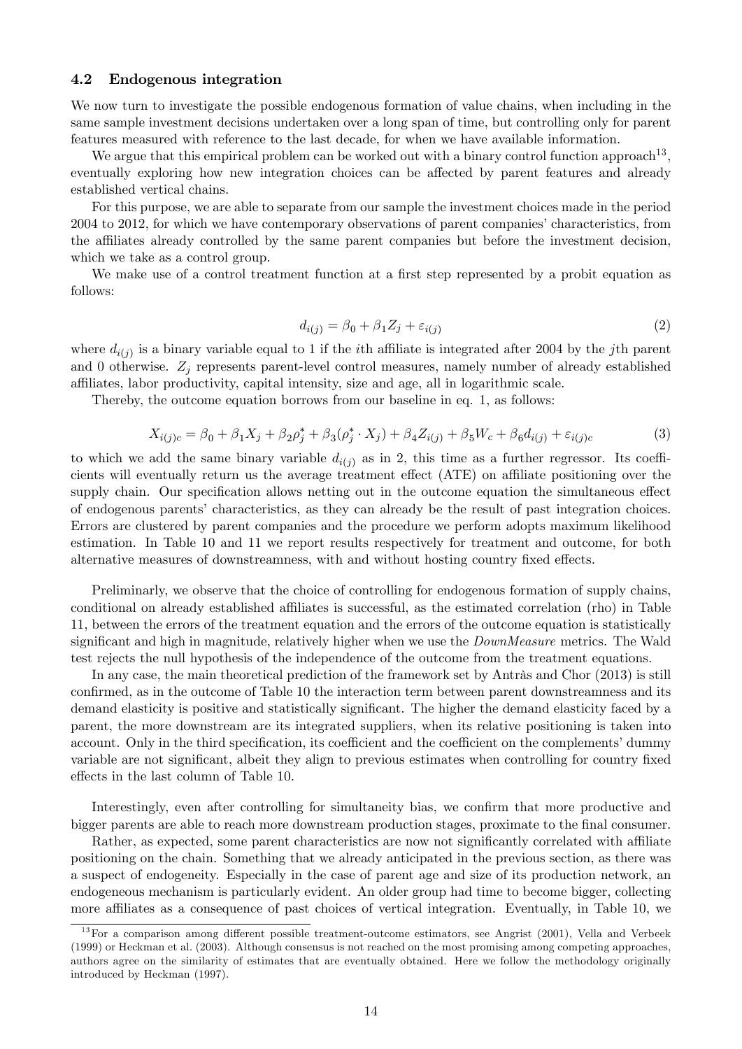### 4.2 Endogenous integration

We now turn to investigate the possible endogenous formation of value chains, when including in the same sample investment decisions undertaken over a long span of time, but controlling only for parent features measured with reference to the last decade, for when we have available information.

We argue that this empirical problem can be worked out with a binary control function approach[13], eventually exploring how new integration choices can be affected by parent features and already established vertical chains.

For this purpose, we are able to separate from our sample the investment choices made in the period 2004 to 2012, for which we have contemporary observations of parent companies' characteristics, from the affiliates already controlled by the same parent companies but before the investment decision, which we take as a control group.

We make use of a control treatment function at a first step represented by a probit equation as follows:

$$d_{i(j)} = \beta_0 + \beta_1 Z_j + \varepsilon_{i(j)} \tag{2}$$

where $d_{i(j)}$ is a binary variable equal to 1 if the $i$th affiliate is integrated after 2004 by the $j$th parent and 0 otherwise. $Z_j$ represents parent-level control measures, namely number of already established affiliates, labor productivity, capital intensity, size and age, all in logarithmic scale.

Thereby, the outcome equation borrows from our baseline in eq. 1, as follows:

$$X_{i(j)c} = \beta_0 + \beta_1 X_j + \beta_2 \rho_j^* + \beta_3 (\rho_j^* \cdot X_j) + \beta_4 Z_{i(j)} + \beta_5 W_c + \beta_6 d_{i(j)} + \varepsilon_{i(j)c} \tag{3}$$

to which we add the same binary variable $d_{i(j)}$ as in 2, this time as a further regressor. Its coefficients will eventually return us the average treatment effect (ATE) on affiliate positioning over the supply chain. Our specification allows netting out in the outcome equation the simultaneous effect of endogenous parents' characteristics, as they can already be the result of past integration choices. Errors are clustered by parent companies and the procedure we perform adopts maximum likelihood estimation. In Table 10 and 11 we report results respectively for treatment and outcome, for both alternative measures of downstreamness, with and without hosting country fixed effects.

Preliminarly, we observe that the choice of controlling for endogenous formation of supply chains, conditional on already established affiliates is successful, as the estimated correlation (rho) in Table 11, between the errors of the treatment equation and the errors of the outcome equation is statistically significant and high in magnitude, relatively higher when we use the *DownMeasure* metrics. The Wald test rejects the null hypothesis of the independence of the outcome from the treatment equations.

In any case, the main theoretical prediction of the framework set by Antràs and Chor (2013) is still confirmed, as in the outcome of Table 10 the interaction term between parent downstreamness and its demand elasticity is positive and statistically significant. The higher the demand elasticity faced by a parent, the more downstream are its integrated suppliers, when its relative positioning is taken into account. Only in the third specification, its coefficient and the coefficient on the complements' dummy variable are not significant, albeit they align to previous estimates when controlling for country fixed effects in the last column of Table 10.

Interestingly, even after controlling for simultaneity bias, we confirm that more productive and bigger parents are able to reach more downstream production stages, proximate to the final consumer.

Rather, as expected, some parent characteristics are now not significantly correlated with affiliate positioning on the chain. Something that we already anticipated in the previous section, as there was a suspect of endogeneity. Especially in the case of parent age and size of its production network, an endogeneous mechanism is particularly evident. An older group had time to become bigger, collecting more affiliates as a consequence of past choices of vertical integration. Eventually, in Table 10, we

[13] For a comparison among different possible treatment-outcome estimators, see Angrist (2001), Vella and Verbeek (1999) or Heckman et al. (2003). Although consensus is not reached on the most promising among competing approaches, authors agree on the similarity of estimates that are eventually obtained. Here we follow the methodology originally introduced by Heckman (1997).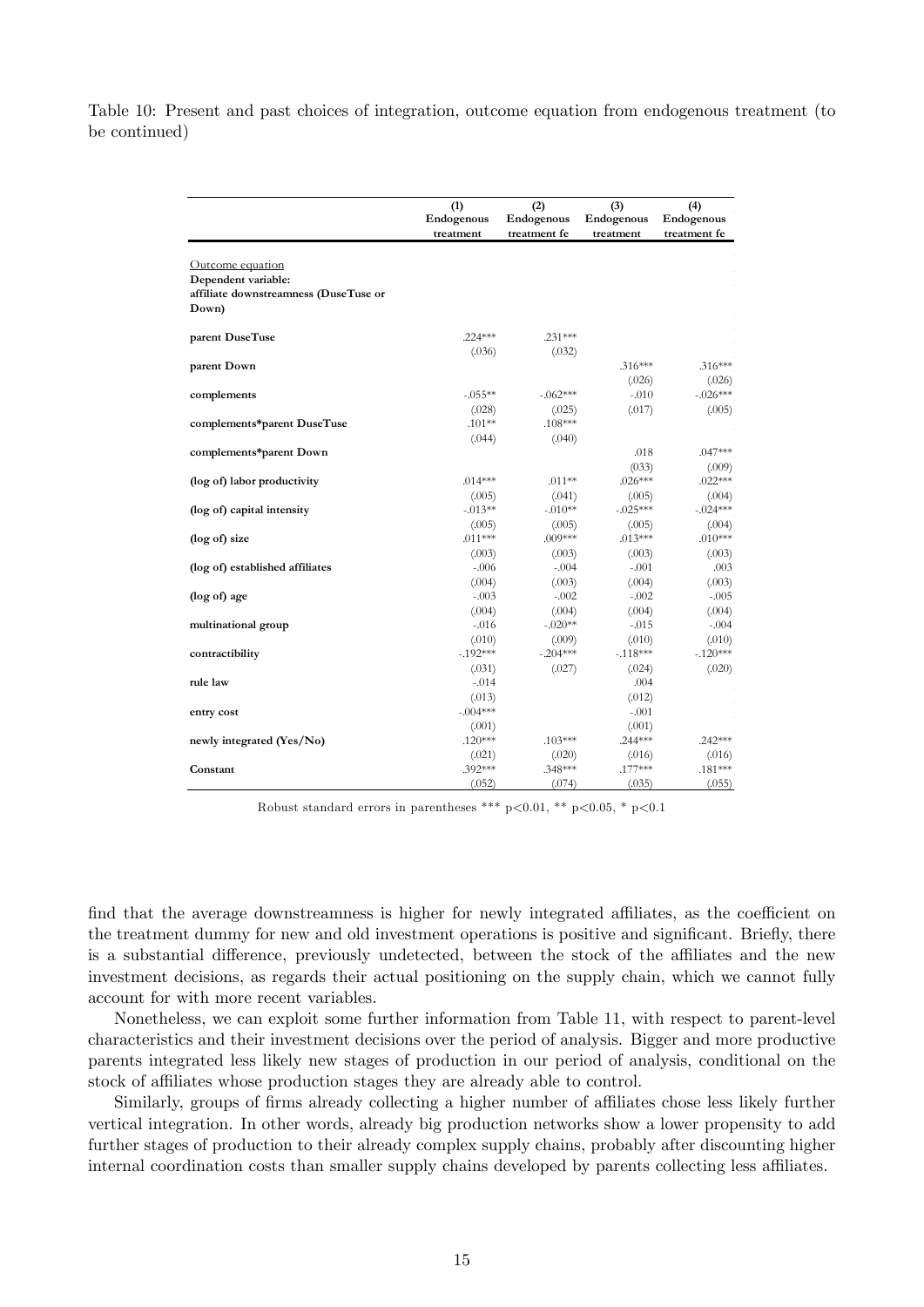Table 10: Present and past choices of integration, outcome equation from endogenous treatment (to be continued)

| | (1) Endogenous treatment | (2) Endogenous treatment fe | (3) Endogenous treatment | (4) Endogenous treatment fe |
|---|---|---|---|---|
| Outcome equation | | | | |
| **Dependent variable: affiliate downstreamness (DuseTuse or Down)** | | | | |
| **parent DuseTuse** | .224*** | .231*** | | |
| | (.036) | (.032) | | |
| **parent Down** | | | .316*** | .316*** |
| | | | (.026) | (.026) |
| **complements** | -.055** | -.062*** | -.010 | -.026*** |
| | (.028) | (.025) | (.017) | (.005) |
| **complements*parent DuseTuse** | .101** | .108*** | | |
| | (.044) | (.040) | | |
| **complements*parent Down** | | | .018 | .047*** |
| | | | (033) | (.009) |
| **(log of) labor productivity** | .014*** | .011** | .026*** | .022*** |
| | (.005) | (.041) | (.005) | (.004) |
| **(log of) capital intensity** | -.013** | -.010** | -.025*** | -.024*** |
| | (.005) | (.005) | (.005) | (.004) |
| **(log of) size** | .011*** | .009*** | .013*** | .010*** |
| | (.003) | (.003) | (.003) | (.003) |
| **(log of) established affiliates** | -.006 | -.004 | -.001 | .003 |
| | (.004) | (.003) | (.004) | (.003) |
| **(log of) age** | -.003 | -.002 | -.002 | -.005 |
| | (.004) | (.004) | (.004) | (.004) |
| **multinational group** | -.016 | -.020** | -.015 | -.004 |
| | (.010) | (.009) | (.010) | (.010) |
| **contractibility** | -.192*** | -.204*** | -.118*** | -.120*** |
| | (.031) | (.027) | (.024) | (.020) |
| **rule law** | -.014 | | .004 | |
| | (.013) | | (.012) | |
| **entry cost** | -.004*** | | -.001 | |
| | (.001) | | (.001) | |
| **newly integrated (Yes/No)** | .120*** | .103*** | .244*** | .242*** |
| | (.021) | (.020) | (.016) | (.016) |
| **Constant** | .392*** | .348*** | .177*** | .181*** |
| | (.052) | (.074) | (.035) | (.055) |

Robust standard errors in parentheses *** p<0.01, ** p<0.05, * p<0.1

find that the average downstreamness is higher for newly integrated affiliates, as the coefficient on the treatment dummy for new and old investment operations is positive and significant. Briefly, there is a substantial difference, previously undetected, between the stock of the affiliates and the new investment decisions, as regards their actual positioning on the supply chain, which we cannot fully account for with more recent variables.

Nonetheless, we can exploit some further information from Table 11, with respect to parent-level characteristics and their investment decisions over the period of analysis. Bigger and more productive parents integrated less likely new stages of production in our period of analysis, conditional on the stock of affiliates whose production stages they are already able to control.

Similarly, groups of firms already collecting a higher number of affiliates chose less likely further vertical integration. In other words, already big production networks show a lower propensity to add further stages of production to their already complex supply chains, probably after discounting higher internal coordination costs than smaller supply chains developed by parents collecting less affiliates.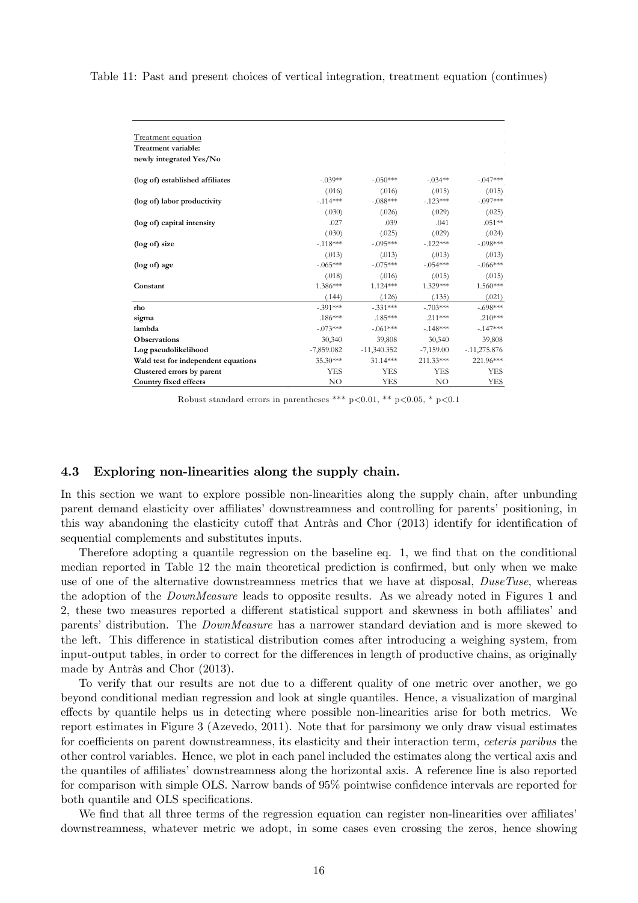Table 11: Past and present choices of vertical integration, treatment equation (continues)

| Treatment equation<br>**Treatment variable:**<br>**newly integrated Yes/No** | | | | |
|---|---|---|---|---|
| **(log of) established affiliates** | -.039** | -.050*** | -.034** | -.047*** |
| | (.016) | (.016) | (.015) | (.015) |
| **(log of) labor productivity** | -.114*** | -.088*** | -.123*** | -.097*** |
| | (.030) | (.026) | (.029) | (.025) |
| **(log of) capital intensity** | .027 | .039 | .041 | .051** |
| | (.030) | (.025) | (.029) | (.024) |
| **(log of) size** | -.118*** | -.095*** | -.122*** | -.098*** |
| | (.013) | (.013) | (.013) | (.013) |
| **(log of) age** | -.065*** | -.075*** | -.054*** | -.066*** |
| | (.018) | (.016) | (.015) | (.015) |
| **Constant** | 1.386*** | 1.124*** | 1.329*** | 1.560*** |
| | (.144) | (.126) | (.135) | (.021) |
| **rho** | -.391*** | -.331*** | -.703*** | -.698*** |
| **sigma** | .186*** | .185*** | .211*** | .210*** |
| **lambda** | -.073*** | -.061*** | -.148*** | -.147*** |
| **Observations** | 30,340 | 39,808 | 30,340 | 39,808 |
| **Log pseudolikelihood** | -7,859.082 | -11,340.352 | -7,159.00 | -11,275.876 |
| **Wald test for independent equations** | 35.30*** | 31.14*** | 211.33*** | 221.96*** |
| **Clustered errors by parent** | YES | YES | YES | YES |
| **Country fixed effects** | NO | YES | NO | YES |

Robust standard errors in parentheses *** p<0.01, ** p<0.05, * p<0.1

### 4.3 Exploring non-linearities along the supply chain.

In this section we want to explore possible non-linearities along the supply chain, after unbunding parent demand elasticity over affiliates' downstreamness and controlling for parents' positioning, in this way abandoning the elasticity cutoff that Antràs and Chor (2013) identify for identification of sequential complements and substitutes inputs.

Therefore adopting a quantile regression on the baseline eq. 1, we find that on the conditional median reported in Table 12 the main theoretical prediction is confirmed, but only when we make use of one of the alternative downstreamness metrics that we have at disposal, *DuseTuse*, whereas the adoption of the *DownMeasure* leads to opposite results. As we already noted in Figures 1 and 2, these two measures reported a different statistical support and skewness in both affiliates' and parents' distribution. The *DownMeasure* has a narrower standard deviation and is more skewed to the left. This difference in statistical distribution comes after introducing a weighing system, from input-output tables, in order to correct for the differences in length of productive chains, as originally made by Antràs and Chor (2013).

To verify that our results are not due to a different quality of one metric over another, we go beyond conditional median regression and look at single quantiles. Hence, a visualization of marginal effects by quantile helps us in detecting where possible non-linearities arise for both metrics. We report estimates in Figure 3 (Azevedo, 2011). Note that for parsimony we only draw visual estimates for coefficients on parent downstreamness, its elasticity and their interaction term, *ceteris paribus* the other control variables. Hence, we plot in each panel included the estimates along the vertical axis and the quantiles of affiliates' downstreamness along the horizontal axis. A reference line is also reported for comparison with simple OLS. Narrow bands of 95% pointwise confidence intervals are reported for both quantile and OLS specifications.

We find that all three terms of the regression equation can register non-linearities over affiliates' downstreamness, whatever metric we adopt, in some cases even crossing the zeros, hence showing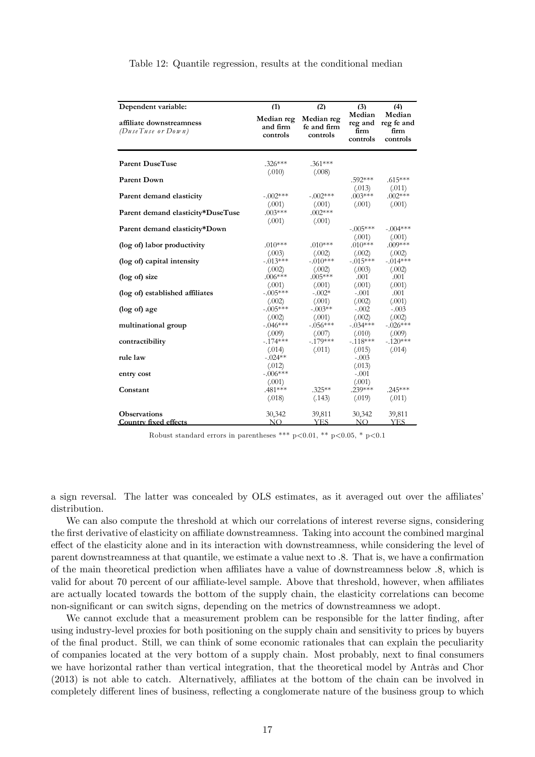Table 12: Quantile regression, results at the conditional median

| Dependent variable: | (1) | (2) | (3) | (4) |
|---|---|---|---|---|
| affiliate downstreamness *(DuseTuse or Down)* | Median reg and firm controls | Median reg fe and firm controls | Median reg and firm controls | Median reg fe and firm controls |
| **Parent DuseTuse** | .326*** | .361*** | | |
| | (.010) | (.008) | | |
| **Parent Down** | | | .592*** | .615*** |
| | | | (.013) | (.011) |
| **Parent demand elasticity** | -.002*** | -.002*** | .003*** | .002*** |
| | (.001) | (.001) | (.001) | (.001) |
| **Parent demand elasticity*DuseTuse** | .003*** | .002*** | | |
| | (.001) | (.001) | | |
| **Parent demand elasticity*Down** | | | -.005*** | -.004*** |
| | | | (.001) | (.001) |
| **(log of) labor productivity** | .010*** | .010*** | .010*** | .009*** |
| | (.003) | (.002) | (.002) | (.002) |
| **(log of) capital intensity** | -.013*** | -.010*** | -.015*** | -.014*** |
| | (.002) | (.002) | (.003) | (.002) |
| **(log of) size** | .006*** | .005*** | .001 | .001 |
| | (.001) | (.001) | (.001) | (.001) |
| **(log of) established affiliates** | -.005*** | -.002* | -.001 | .001 |
| | (.002) | (.001) | (.002) | (.001) |
| **(log of) age** | -.005*** | -.003** | -.002 | -.003 |
| | (.002) | (.001) | (.002) | (.002) |
| **multinational group** | -.046*** | -.056*** | -.034*** | -.026*** |
| | (.009) | (.007) | (.010) | (.009) |
| **contractibility** | -.174*** | -.179*** | -.118*** | -.120*** |
| | (.014) | (.011) | (.015) | (.014) |
| **rule law** | -.024** | | -.003 | |
| | (.012) | | (.013) | |
| **entry cost** | -.006*** | | -.001 | |
| | (.001) | | (.001) | |
| **Constant** | .481*** | .325** | .239*** | .245*** |
| | (.018) | (.143) | (.019) | (.011) |
| **Observations** | 30,342 | 39,811 | 30,342 | 39,811 |
| **Country fixed effects** | NO | YES | NO | YES |

Robust standard errors in parentheses *** p<0.01, ** p<0.05, * p<0.1

a sign reversal. The latter was concealed by OLS estimates, as it averaged out over the affiliates' distribution.

We can also compute the threshold at which our correlations of interest reverse signs, considering the first derivative of elasticity on affiliate downstreamness. Taking into account the combined marginal effect of the elasticity alone and in its interaction with downstreamness, while considering the level of parent downstreamness at that quantile, we estimate a value next to .8. That is, we have a confirmation of the main theoretical prediction when affiliates have a value of downstreamness below .8, which is valid for about 70 percent of our affiliate-level sample. Above that threshold, however, when affiliates are actually located towards the bottom of the supply chain, the elasticity correlations can become non-significant or can switch signs, depending on the metrics of downstreamness we adopt.

We cannot exclude that a measurement problem can be responsible for the latter finding, after using industry-level proxies for both positioning on the supply chain and sensitivity to prices by buyers of the final product. Still, we can think of some economic rationales that can explain the peculiarity of companies located at the very bottom of a supply chain. Most probably, next to final consumers we have horizontal rather than vertical integration, that the theoretical model by Antràs and Chor (2013) is not able to catch. Alternatively, affiliates at the bottom of the chain can be involved in completely different lines of business, reflecting a conglomerate nature of the business group to which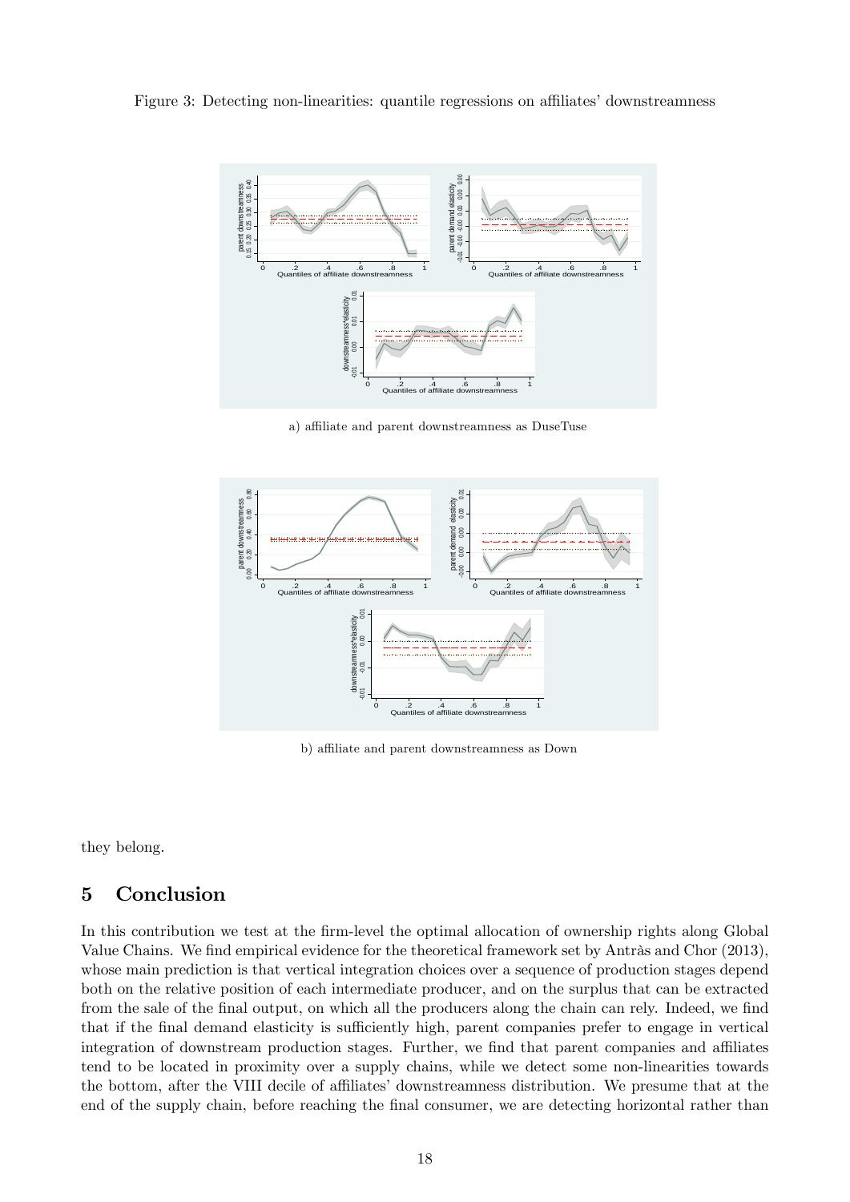Figure 3: Detecting non-linearities: quantile regressions on affiliates' downstreamness

a) affiliate and parent downstreamness as DuseTuse

b) affiliate and parent downstreamness as Down

they belong.

## 5 Conclusion

In this contribution we test at the firm-level the optimal allocation of ownership rights along Global Value Chains. We find empirical evidence for the theoretical framework set by Antràs and Chor (2013), whose main prediction is that vertical integration choices over a sequence of production stages depend both on the relative position of each intermediate producer, and on the surplus that can be extracted from the sale of the final output, on which all the producers along the chain can rely. Indeed, we find that if the final demand elasticity is sufficiently high, parent companies prefer to engage in vertical integration of downstream production stages. Further, we find that parent companies and affiliates tend to be located in proximity over a supply chains, while we detect some non-linearities towards the bottom, after the VIII decile of affiliates' downstreamness distribution. We presume that at the end of the supply chain, before reaching the final consumer, we are detecting horizontal rather than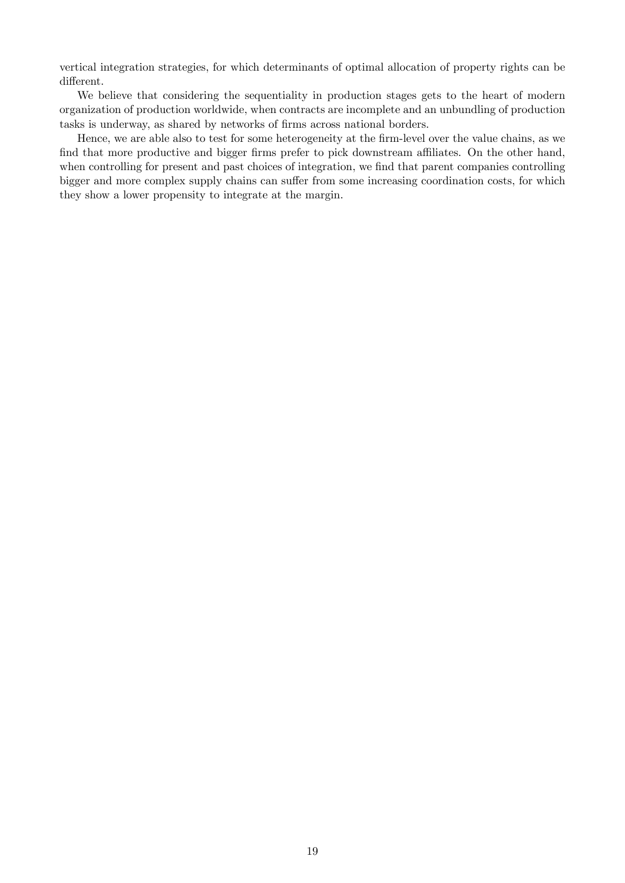vertical integration strategies, for which determinants of optimal allocation of property rights can be different.

We believe that considering the sequentiality in production stages gets to the heart of modern organization of production worldwide, when contracts are incomplete and an unbundling of production tasks is underway, as shared by networks of firms across national borders.

Hence, we are able also to test for some heterogeneity at the firm-level over the value chains, as we find that more productive and bigger firms prefer to pick downstream affiliates. On the other hand, when controlling for present and past choices of integration, we find that parent companies controlling bigger and more complex supply chains can suffer from some increasing coordination costs, for which they show a lower propensity to integrate at the margin.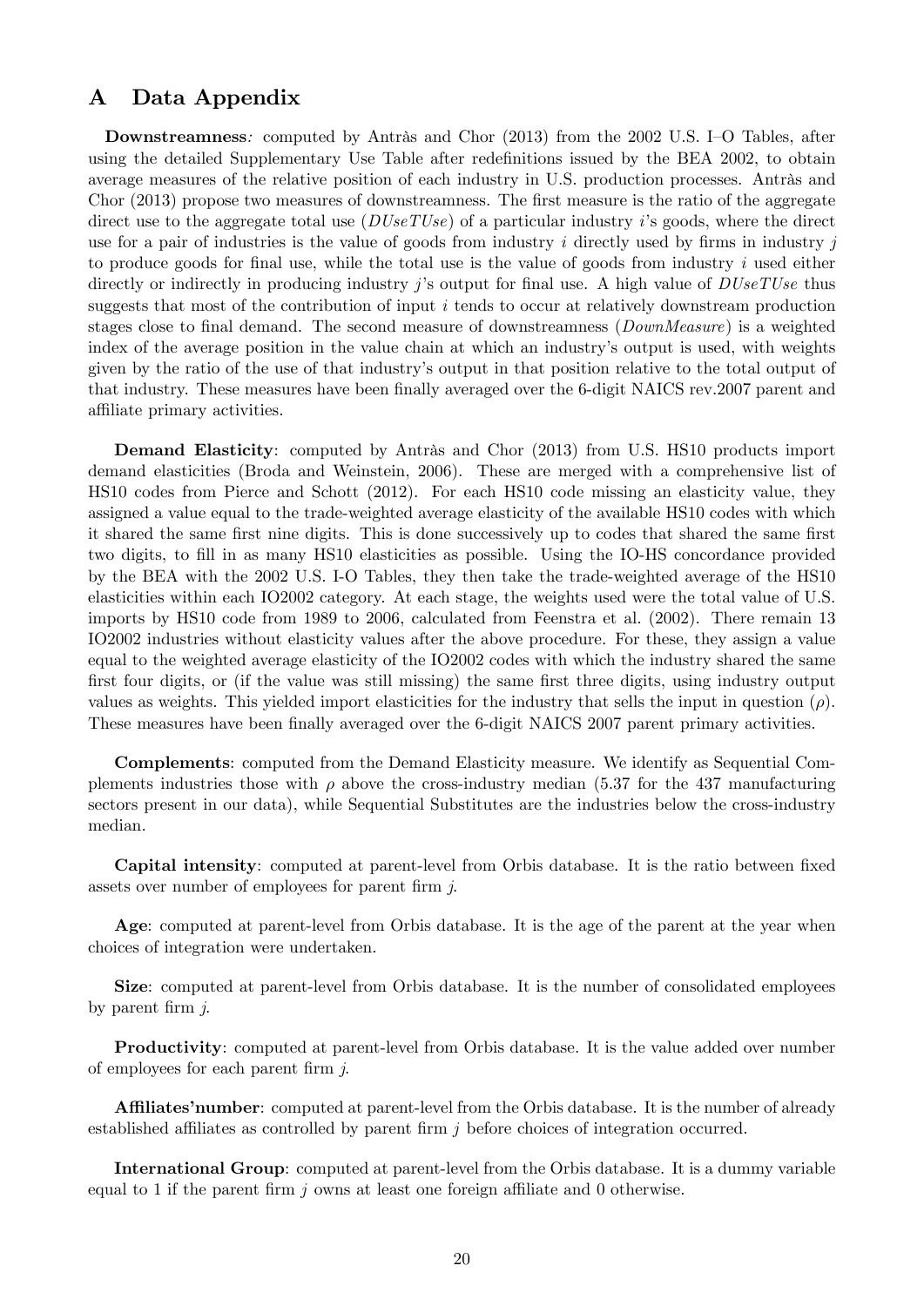# A Data Appendix

**Downstreamness**: computed by Antràs and Chor (2013) from the 2002 U.S. I–O Tables, after using the detailed Supplementary Use Table after redefinitions issued by the BEA 2002, to obtain average measures of the relative position of each industry in U.S. production processes. Antràs and Chor (2013) propose two measures of downstreamness. The first measure is the ratio of the aggregate direct use to the aggregate total use (*DUseTUse*) of a particular industry $i$'s goods, where the direct use for a pair of industries is the value of goods from industry $i$ directly used by firms in industry $j$ to produce goods for final use, while the total use is the value of goods from industry $i$ used either directly or indirectly in producing industry $j$'s output for final use. A high value of *DUseTUse* thus suggests that most of the contribution of input $i$ tends to occur at relatively downstream production stages close to final demand. The second measure of downstreamness (*DownMeasure*) is a weighted index of the average position in the value chain at which an industry's output is used, with weights given by the ratio of the use of that industry's output in that position relative to the total output of that industry. These measures have been finally averaged over the 6-digit NAICS rev.2007 parent and affiliate primary activities.

**Demand Elasticity**: computed by Antràs and Chor (2013) from U.S. HS10 products import demand elasticities (Broda and Weinstein, 2006). These are merged with a comprehensive list of HS10 codes from Pierce and Schott (2012). For each HS10 code missing an elasticity value, they assigned a value equal to the trade-weighted average elasticity of the available HS10 codes with which it shared the same first nine digits. This is done successively up to codes that shared the same first two digits, to fill in as many HS10 elasticities as possible. Using the IO-HS concordance provided by the BEA with the 2002 U.S. I-O Tables, they then take the trade-weighted average of the HS10 elasticities within each IO2002 category. At each stage, the weights used were the total value of U.S. imports by HS10 code from 1989 to 2006, calculated from Feenstra et al. (2002). There remain 13 IO2002 industries without elasticity values after the above procedure. For these, they assign a value equal to the weighted average elasticity of the IO2002 codes with which the industry shared the same first four digits, or (if the value was still missing) the same first three digits, using industry output values as weights. This yielded import elasticities for the industry that sells the input in question ($\rho$). These measures have been finally averaged over the 6-digit NAICS 2007 parent primary activities.

**Complements**: computed from the Demand Elasticity measure. We identify as Sequential Complements industries those with $\rho$ above the cross-industry median (5.37 for the 437 manufacturing sectors present in our data), while Sequential Substitutes are the industries below the cross-industry median.

**Capital intensity**: computed at parent-level from Orbis database. It is the ratio between fixed assets over number of employees for parent firm $j$.

**Age**: computed at parent-level from Orbis database. It is the age of the parent at the year when choices of integration were undertaken.

**Size**: computed at parent-level from Orbis database. It is the number of consolidated employees by parent firm $j$.

**Productivity**: computed at parent-level from Orbis database. It is the value added over number of employees for each parent firm $j$.

**Affiliates'number**: computed at parent-level from the Orbis database. It is the number of already established affiliates as controlled by parent firm $j$ before choices of integration occurred.

**International Group**: computed at parent-level from the Orbis database. It is a dummy variable equal to 1 if the parent firm $j$ owns at least one foreign affiliate and 0 otherwise.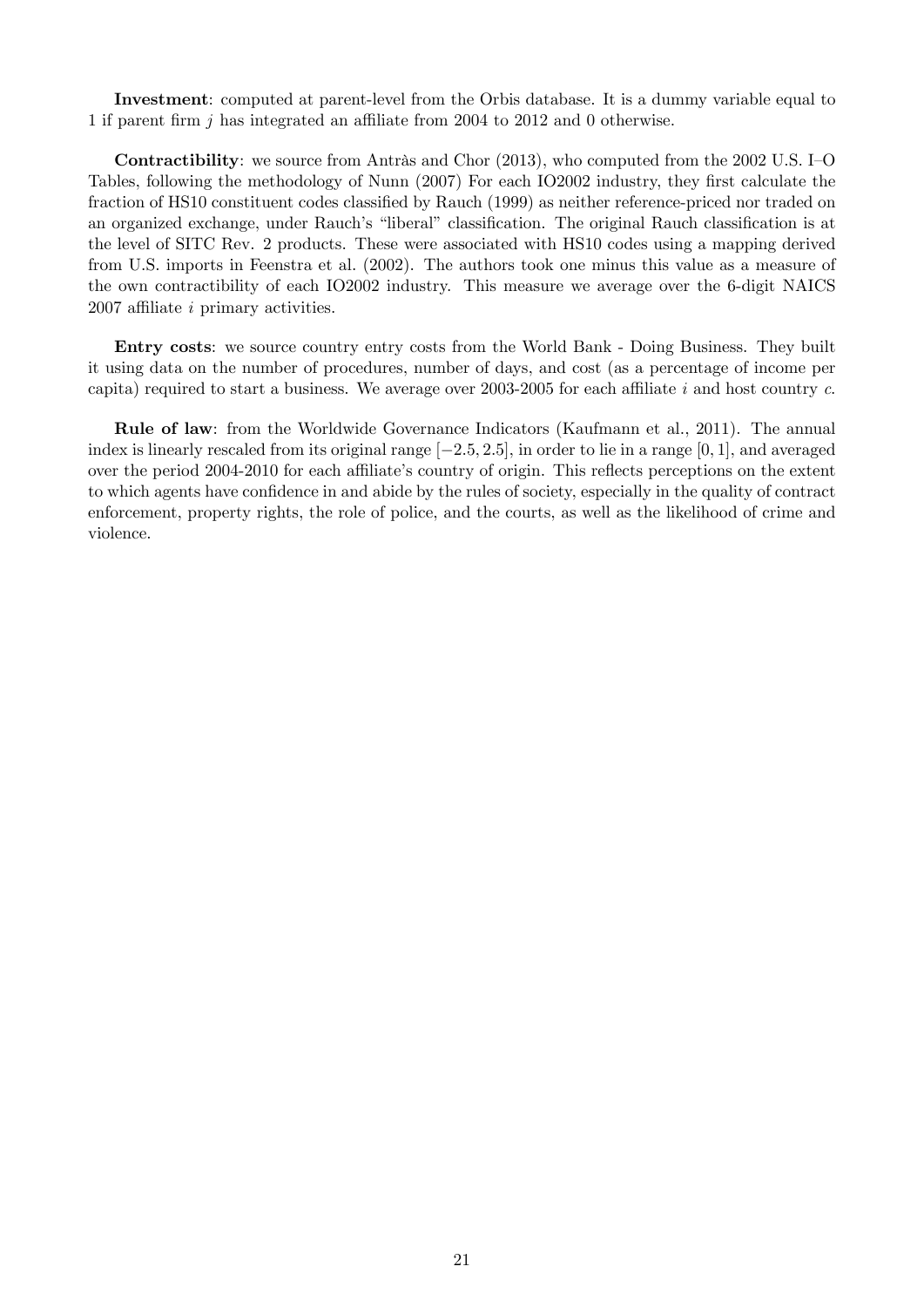**Investment**: computed at parent-level from the Orbis database. It is a dummy variable equal to 1 if parent firm $j$ has integrated an affiliate from 2004 to 2012 and 0 otherwise.

**Contractibility**: we source from Antràs and Chor (2013), who computed from the 2002 U.S. I–O Tables, following the methodology of Nunn (2007) For each IO2002 industry, they first calculate the fraction of HS10 constituent codes classified by Rauch (1999) as neither reference-priced nor traded on an organized exchange, under Rauch's "liberal" classification. The original Rauch classification is at the level of SITC Rev. 2 products. These were associated with HS10 codes using a mapping derived from U.S. imports in Feenstra et al. (2002). The authors took one minus this value as a measure of the own contractibility of each IO2002 industry. This measure we average over the 6-digit NAICS 2007 affiliate $i$ primary activities.

**Entry costs**: we source country entry costs from the World Bank - Doing Business. They built it using data on the number of procedures, number of days, and cost (as a percentage of income per capita) required to start a business. We average over 2003-2005 for each affiliate $i$ and host country $c$.

**Rule of law**: from the Worldwide Governance Indicators (Kaufmann et al., 2011). The annual index is linearly rescaled from its original range $[-2.5, 2.5]$, in order to lie in a range $[0, 1]$, and averaged over the period 2004-2010 for each affiliate's country of origin. This reflects perceptions on the extent to which agents have confidence in and abide by the rules of society, especially in the quality of contract enforcement, property rights, the role of police, and the courts, as well as the likelihood of crime and violence.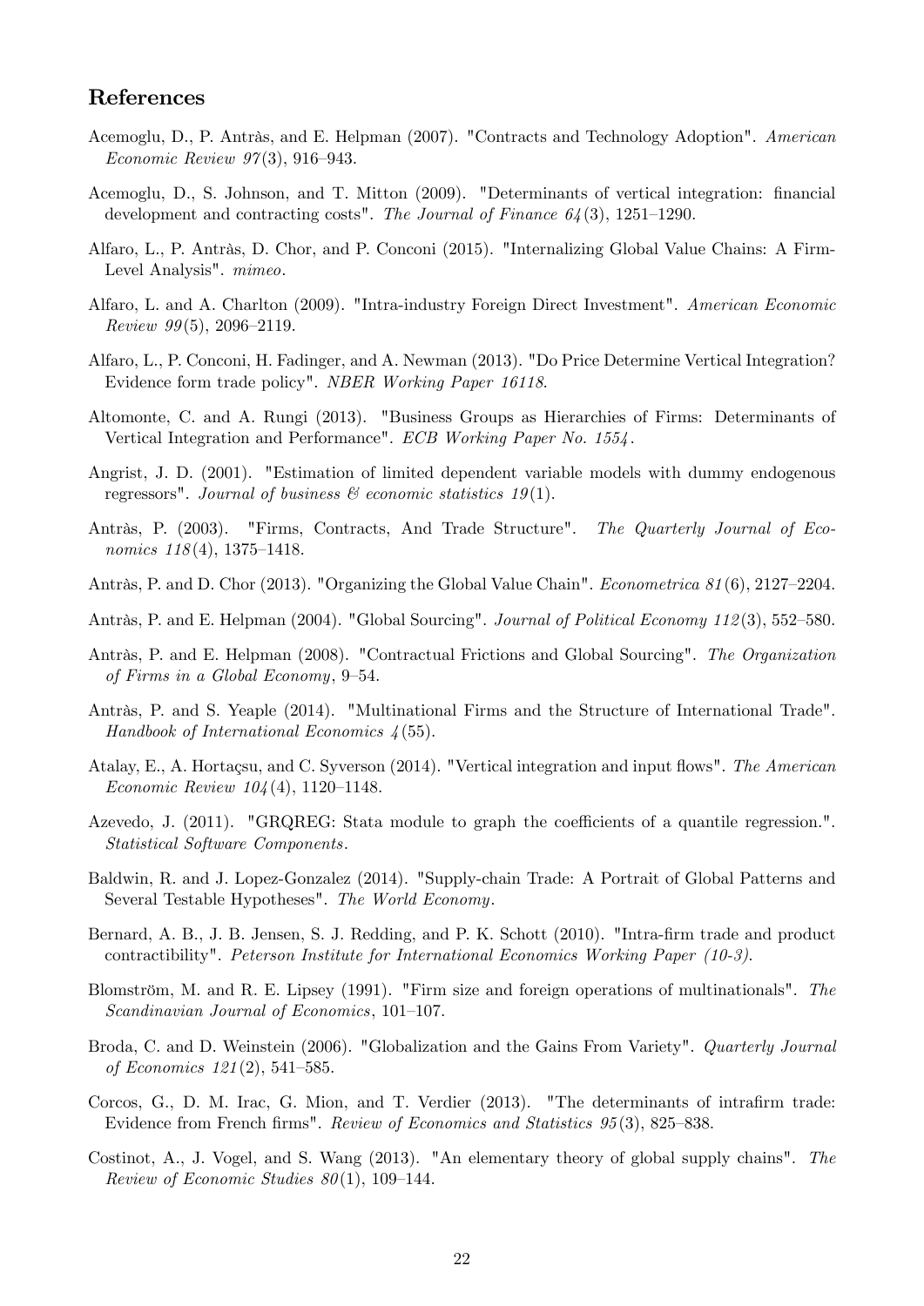## References

Acemoglu, D., P. Antràs, and E. Helpman (2007). "Contracts and Technology Adoption". *American Economic Review 97*(3), 916–943.

Acemoglu, D., S. Johnson, and T. Mitton (2009). "Determinants of vertical integration: financial development and contracting costs". *The Journal of Finance 64*(3), 1251–1290.

Alfaro, L., P. Antràs, D. Chor, and P. Conconi (2015). "Internalizing Global Value Chains: A Firm-Level Analysis". *mimeo*.

Alfaro, L. and A. Charlton (2009). "Intra-industry Foreign Direct Investment". *American Economic Review 99*(5), 2096–2119.

Alfaro, L., P. Conconi, H. Fadinger, and A. Newman (2013). "Do Price Determine Vertical Integration? Evidence form trade policy". *NBER Working Paper 16118*.

Altomonte, C. and A. Rungi (2013). "Business Groups as Hierarchies of Firms: Determinants of Vertical Integration and Performance". *ECB Working Paper No. 1554*.

Angrist, J. D. (2001). "Estimation of limited dependent variable models with dummy endogenous regressors". *Journal of business & economic statistics 19*(1).

Antràs, P. (2003). "Firms, Contracts, And Trade Structure". *The Quarterly Journal of Economics 118*(4), 1375–1418.

Antràs, P. and D. Chor (2013). "Organizing the Global Value Chain". *Econometrica 81*(6), 2127–2204.

Antràs, P. and E. Helpman (2004). "Global Sourcing". *Journal of Political Economy 112*(3), 552–580.

Antràs, P. and E. Helpman (2008). "Contractual Frictions and Global Sourcing". *The Organization of Firms in a Global Economy*, 9–54.

Antràs, P. and S. Yeaple (2014). "Multinational Firms and the Structure of International Trade". *Handbook of International Economics 4*(55).

Atalay, E., A. Hortaçsu, and C. Syverson (2014). "Vertical integration and input flows". *The American Economic Review 104*(4), 1120–1148.

Azevedo, J. (2011). "GRQREG: Stata module to graph the coefficients of a quantile regression.". *Statistical Software Components*.

Baldwin, R. and J. Lopez-Gonzalez (2014). "Supply-chain Trade: A Portrait of Global Patterns and Several Testable Hypotheses". *The World Economy*.

Bernard, A. B., J. B. Jensen, S. J. Redding, and P. K. Schott (2010). "Intra-firm trade and product contractibility". *Peterson Institute for International Economics Working Paper (10-3)*.

Blomström, M. and R. E. Lipsey (1991). "Firm size and foreign operations of multinationals". *The Scandinavian Journal of Economics*, 101–107.

Broda, C. and D. Weinstein (2006). "Globalization and the Gains From Variety". *Quarterly Journal of Economics 121*(2), 541–585.

Corcos, G., D. M. Irac, G. Mion, and T. Verdier (2013). "The determinants of intrafirm trade: Evidence from French firms". *Review of Economics and Statistics 95*(3), 825–838.

Costinot, A., J. Vogel, and S. Wang (2013). "An elementary theory of global supply chains". *The Review of Economic Studies 80*(1), 109–144.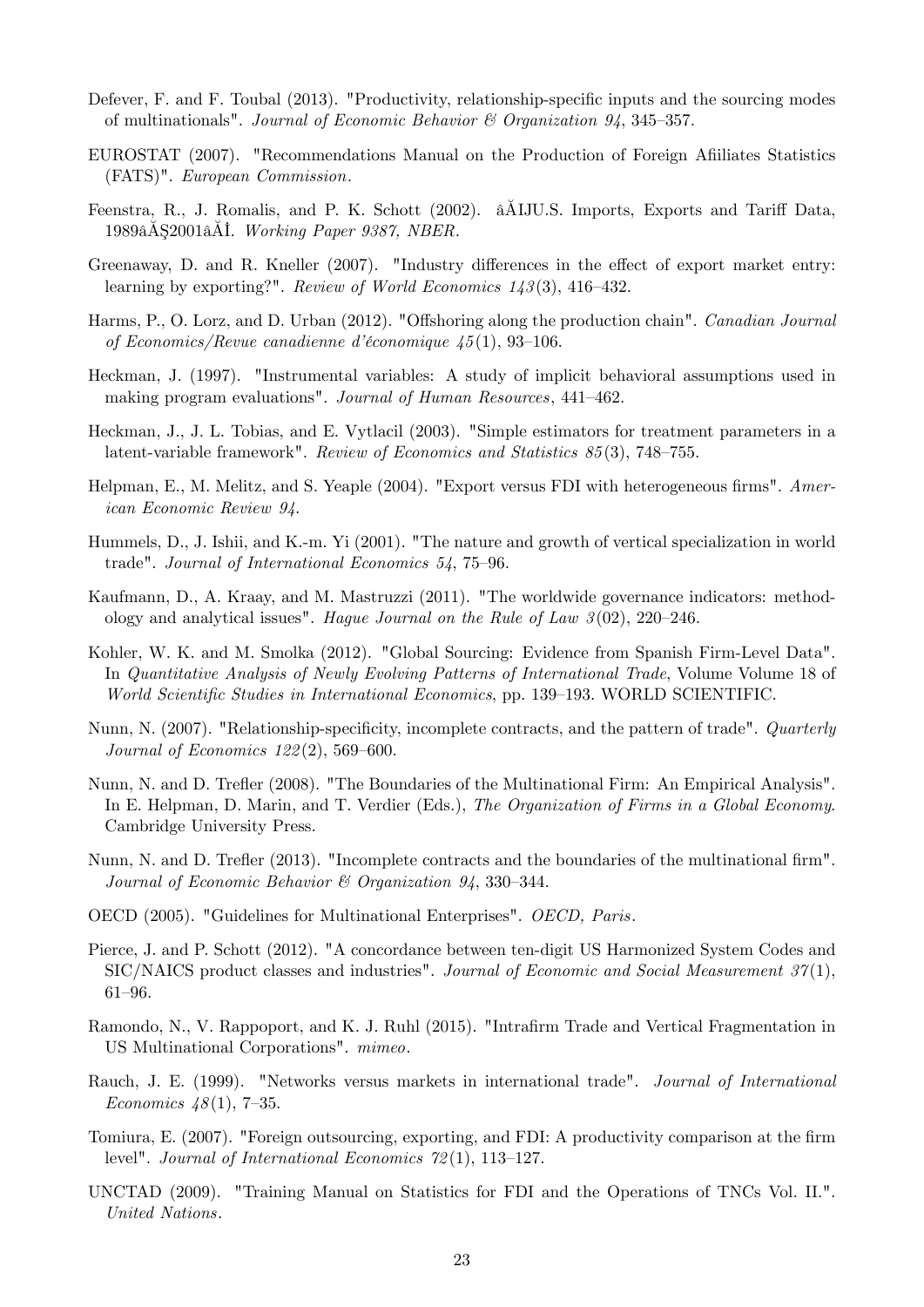Defever, F. and F. Toubal (2013). "Productivity, relationship-specific inputs and the sourcing modes of multinationals". *Journal of Economic Behavior & Organization 94*, 345–357.

EUROSTAT (2007). "Recommendations Manual on the Production of Foreign Afiiliates Statistics (FATS)". *European Commission*.

Feenstra, R., J. Romalis, and P. K. Schott (2002). âĂIJU.S. Imports, Exports and Tariff Data, 1989âĂŞ2001âĂİ. *Working Paper 9387, NBER*.

Greenaway, D. and R. Kneller (2007). "Industry differences in the effect of export market entry: learning by exporting?". *Review of World Economics 143*(3), 416–432.

Harms, P., O. Lorz, and D. Urban (2012). "Offshoring along the production chain". *Canadian Journal of Economics/Revue canadienne d'économique 45*(1), 93–106.

Heckman, J. (1997). "Instrumental variables: A study of implicit behavioral assumptions used in making program evaluations". *Journal of Human Resources*, 441–462.

Heckman, J., J. L. Tobias, and E. Vytlacil (2003). "Simple estimators for treatment parameters in a latent-variable framework". *Review of Economics and Statistics 85*(3), 748–755.

Helpman, E., M. Melitz, and S. Yeaple (2004). "Export versus FDI with heterogeneous firms". *American Economic Review 94*.

Hummels, D., J. Ishii, and K.-m. Yi (2001). "The nature and growth of vertical specialization in world trade". *Journal of International Economics 54*, 75–96.

Kaufmann, D., A. Kraay, and M. Mastruzzi (2011). "The worldwide governance indicators: methodology and analytical issues". *Hague Journal on the Rule of Law 3*(02), 220–246.

Kohler, W. K. and M. Smolka (2012). "Global Sourcing: Evidence from Spanish Firm-Level Data". In *Quantitative Analysis of Newly Evolving Patterns of International Trade*, Volume Volume 18 of *World Scientific Studies in International Economics*, pp. 139–193. WORLD SCIENTIFIC.

Nunn, N. (2007). "Relationship-specificity, incomplete contracts, and the pattern of trade". *Quarterly Journal of Economics 122*(2), 569–600.

Nunn, N. and D. Trefler (2008). "The Boundaries of the Multinational Firm: An Empirical Analysis". In E. Helpman, D. Marin, and T. Verdier (Eds.), *The Organization of Firms in a Global Economy*. Cambridge University Press.

Nunn, N. and D. Trefler (2013). "Incomplete contracts and the boundaries of the multinational firm". *Journal of Economic Behavior & Organization 94*, 330–344.

OECD (2005). "Guidelines for Multinational Enterprises". *OECD, Paris*.

Pierce, J. and P. Schott (2012). "A concordance between ten-digit US Harmonized System Codes and SIC/NAICS product classes and industries". *Journal of Economic and Social Measurement 37*(1), 61–96.

Ramondo, N., V. Rappoport, and K. J. Ruhl (2015). "Intrafirm Trade and Vertical Fragmentation in US Multinational Corporations". *mimeo*.

Rauch, J. E. (1999). "Networks versus markets in international trade". *Journal of International Economics 48*(1), 7–35.

Tomiura, E. (2007). "Foreign outsourcing, exporting, and FDI: A productivity comparison at the firm level". *Journal of International Economics 72*(1), 113–127.

UNCTAD (2009). "Training Manual on Statistics for FDI and the Operations of TNCs Vol. II.". *United Nations*.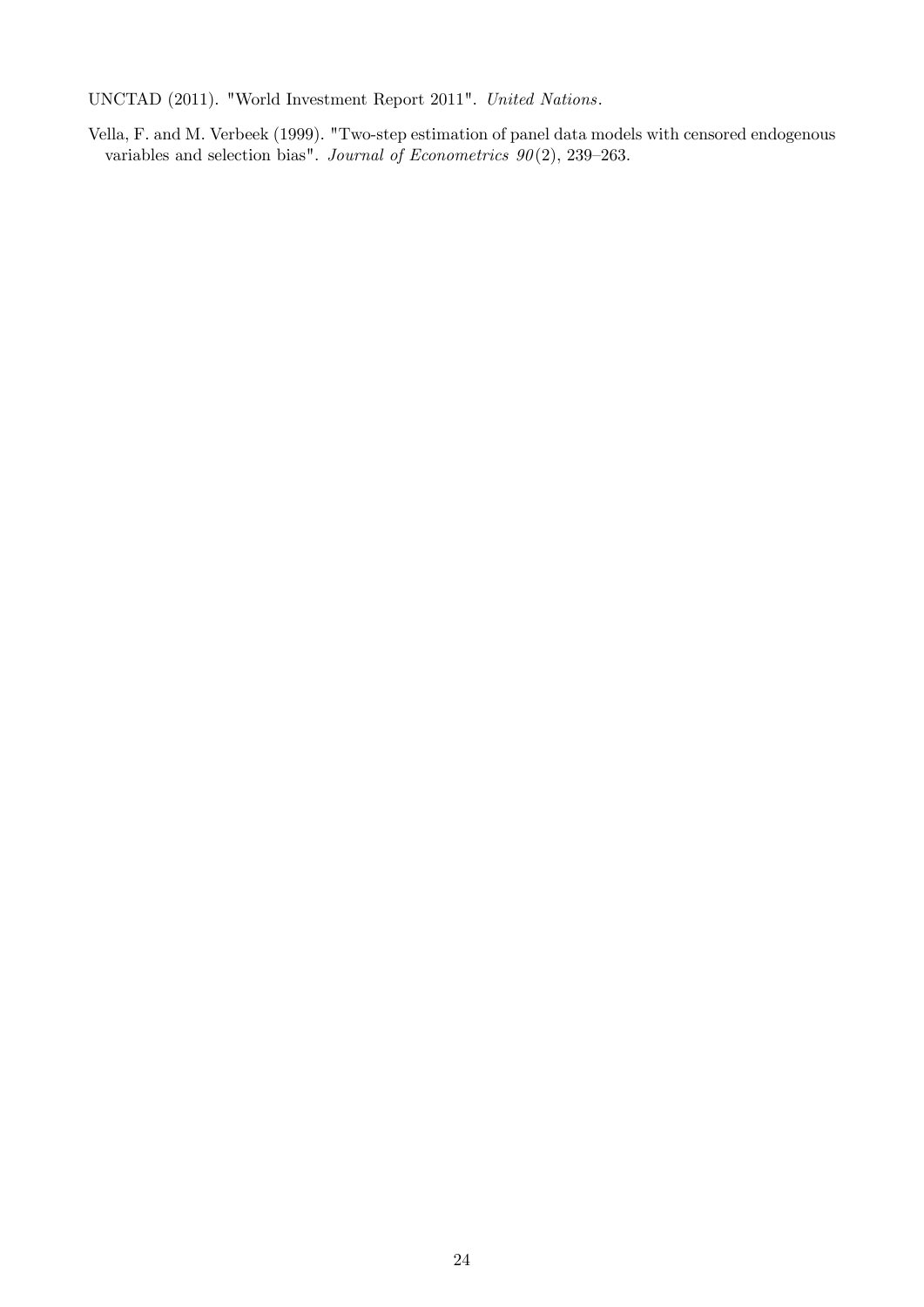UNCTAD (2011). "World Investment Report 2011". *United Nations*.

Vella, F. and M. Verbeek (1999). "Two-step estimation of panel data models with censored endogenous variables and selection bias". *Journal of Econometrics 90*(2), 239–263.